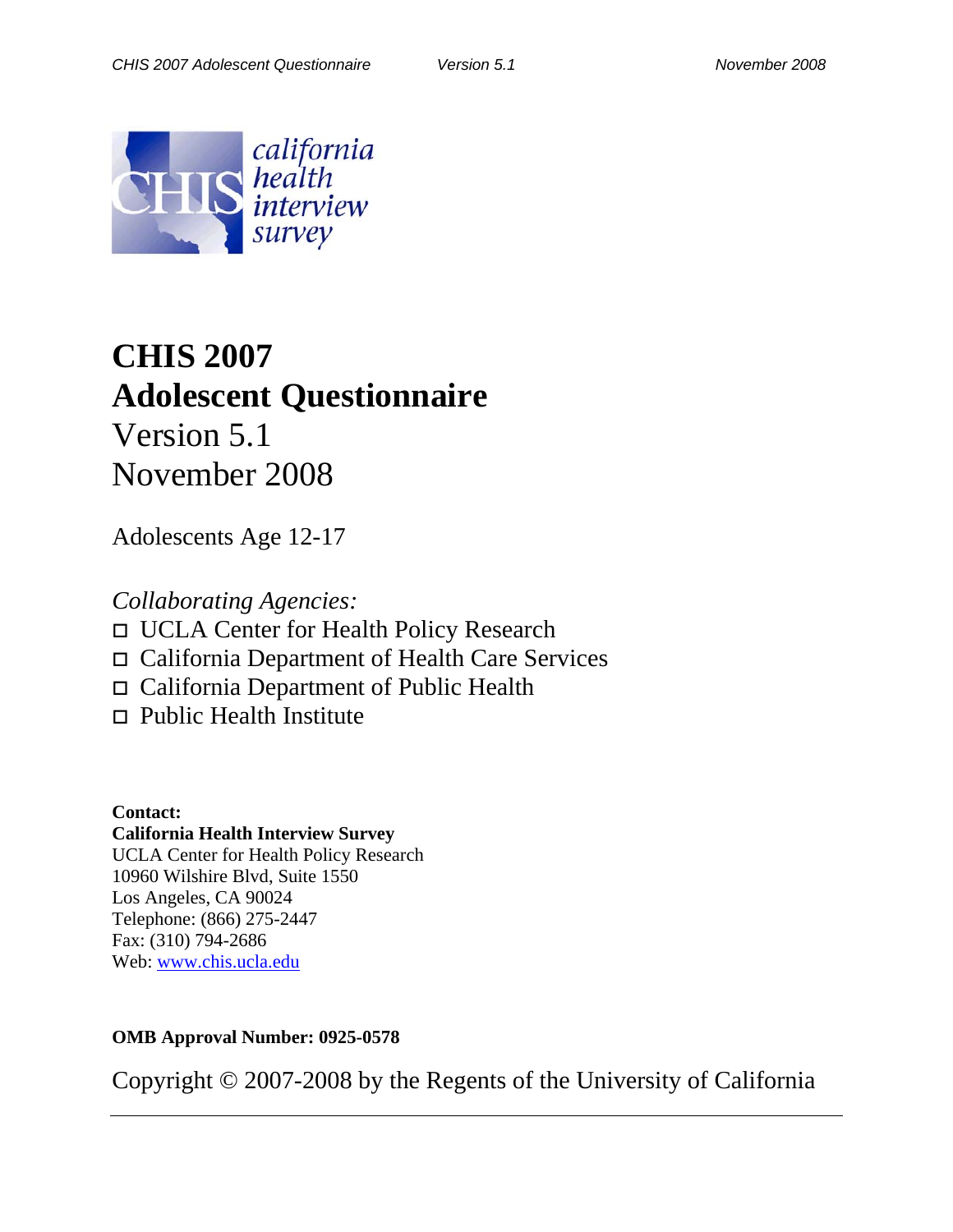# CHIS 2007
# Adolescent Questionnaire

Version 5.1

November 2008

Adolescents Age 12-17

*Collaborating Agencies:*

- UCLA Center for Health Policy Research
- California Department of Health Care Services
- California Department of Public Health
- Public Health Institute

**Contact:**
**California Health Interview Survey**
UCLA Center for Health Policy Research
10960 Wilshire Blvd, Suite 1550
Los Angeles, CA 90024
Telephone: (866) 275-2447
Fax: (310) 794-2686
Web: www.chis.ucla.edu

**OMB Approval Number: 0925-0578**

Copyright © 2007-2008 by the Regents of the University of California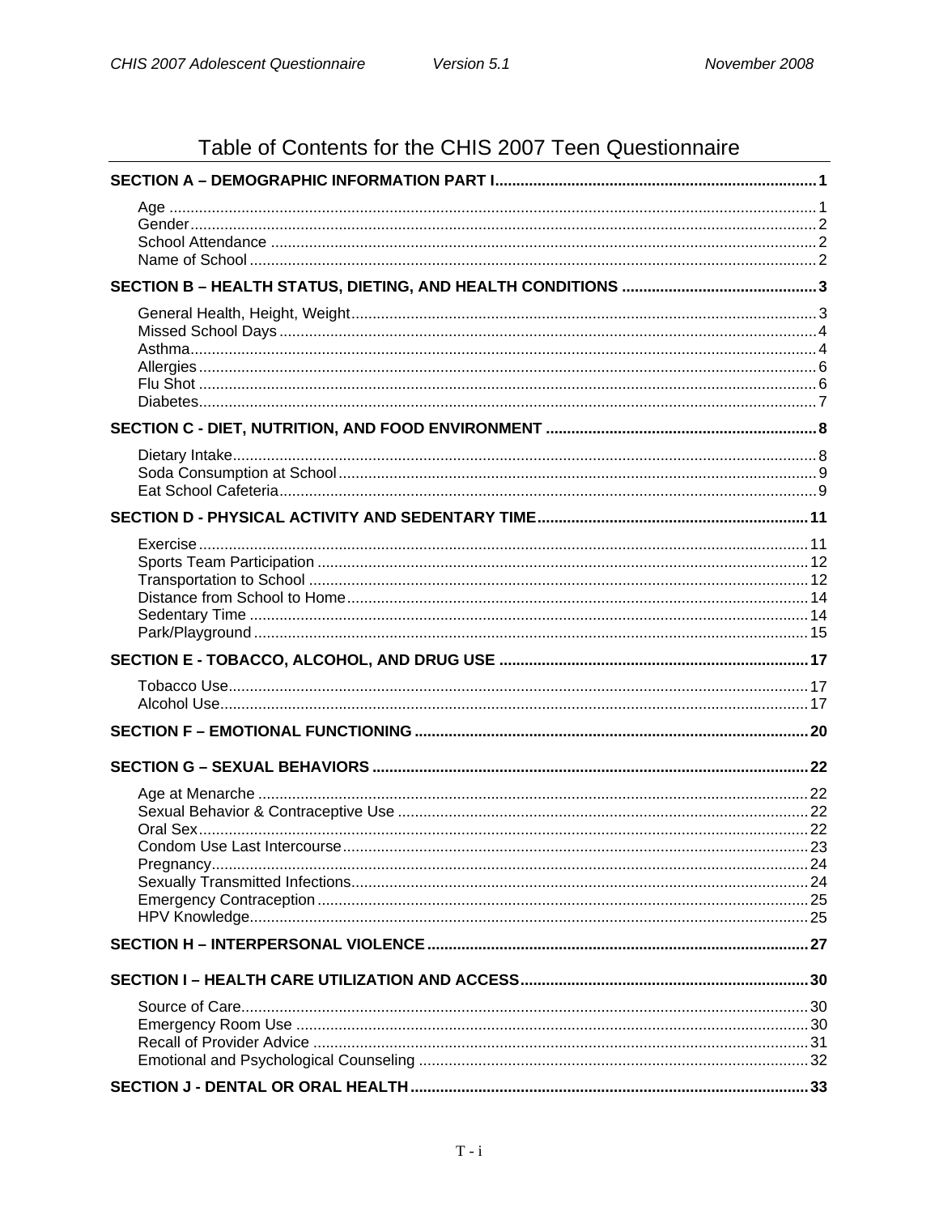# Table of Contents for the CHIS 2007 Teen Questionnaire

**SECTION A – DEMOGRAPHIC INFORMATION PART I** .......... 1

- Age .......... 1
- Gender .......... 2
- School Attendance .......... 2
- Name of School .......... 2

**SECTION B – HEALTH STATUS, DIETING, AND HEALTH CONDITIONS** .......... 3

- General Health, Height, Weight .......... 3
- Missed School Days .......... 4
- Asthma .......... 4
- Allergies .......... 6
- Flu Shot .......... 6
- Diabetes .......... 7

**SECTION C - DIET, NUTRITION, AND FOOD ENVIRONMENT** .......... 8

- Dietary Intake .......... 8
- Soda Consumption at School .......... 9
- Eat School Cafeteria .......... 9

**SECTION D - PHYSICAL ACTIVITY AND SEDENTARY TIME** .......... 11

- Exercise .......... 11
- Sports Team Participation .......... 12
- Transportation to School .......... 12
- Distance from School to Home .......... 14
- Sedentary Time .......... 14
- Park/Playground .......... 15

**SECTION E - TOBACCO, ALCOHOL, AND DRUG USE** .......... 17

- Tobacco Use .......... 17
- Alcohol Use .......... 17

**SECTION F – EMOTIONAL FUNCTIONING** .......... 20

**SECTION G – SEXUAL BEHAVIORS** .......... 22

- Age at Menarche .......... 22
- Sexual Behavior & Contraceptive Use .......... 22
- Oral Sex .......... 22
- Condom Use Last Intercourse .......... 23
- Pregnancy .......... 24
- Sexually Transmitted Infections .......... 24
- Emergency Contraception .......... 25
- HPV Knowledge .......... 25

**SECTION H – INTERPERSONAL VIOLENCE** .......... 27

**SECTION I – HEALTH CARE UTILIZATION AND ACCESS** .......... 30

- Source of Care .......... 30
- Emergency Room Use .......... 30
- Recall of Provider Advice .......... 31
- Emotional and Psychological Counseling .......... 32

**SECTION J - DENTAL OR ORAL HEALTH** .......... 33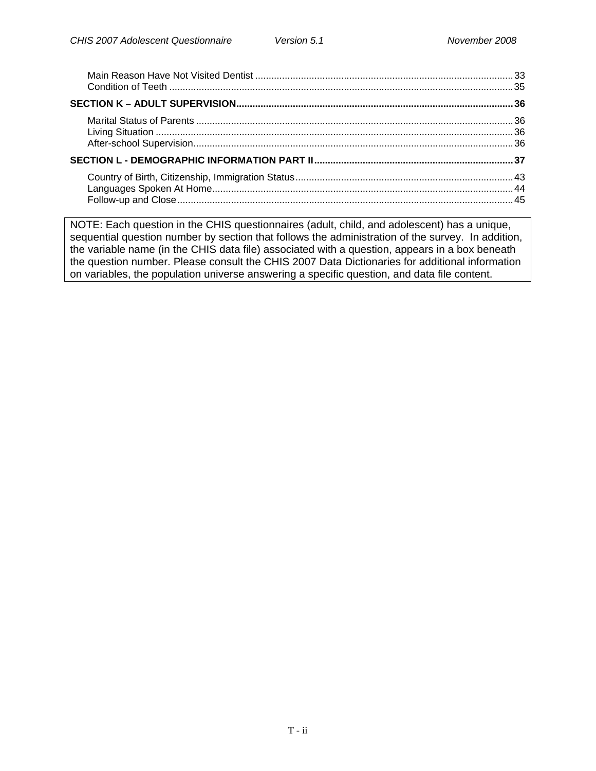Main Reason Have Not Visited Dentist ............................................................................................... 33
Condition of Teeth .............................................................................................................................. 35

**SECTION K – ADULT SUPERVISION ....................................................................................................... 36**

Marital Status of Parents .................................................................................................................... 36
Living Situation ................................................................................................................................... 36
After-school Supervision..................................................................................................................... 36

**SECTION L - DEMOGRAPHIC INFORMATION PART II .......................................................................... 37**

Country of Birth, Citizenship, Immigration Status................................................................................ 43
Languages Spoken At Home.............................................................................................................. 44
Follow-up and Close........................................................................................................................... 45

NOTE: Each question in the CHIS questionnaires (adult, child, and adolescent) has a unique, sequential question number by section that follows the administration of the survey. In addition, the variable name (in the CHIS data file) associated with a question, appears in a box beneath the question number. Please consult the CHIS 2007 Data Dictionaries for additional information on variables, the population universe answering a specific question, and data file content.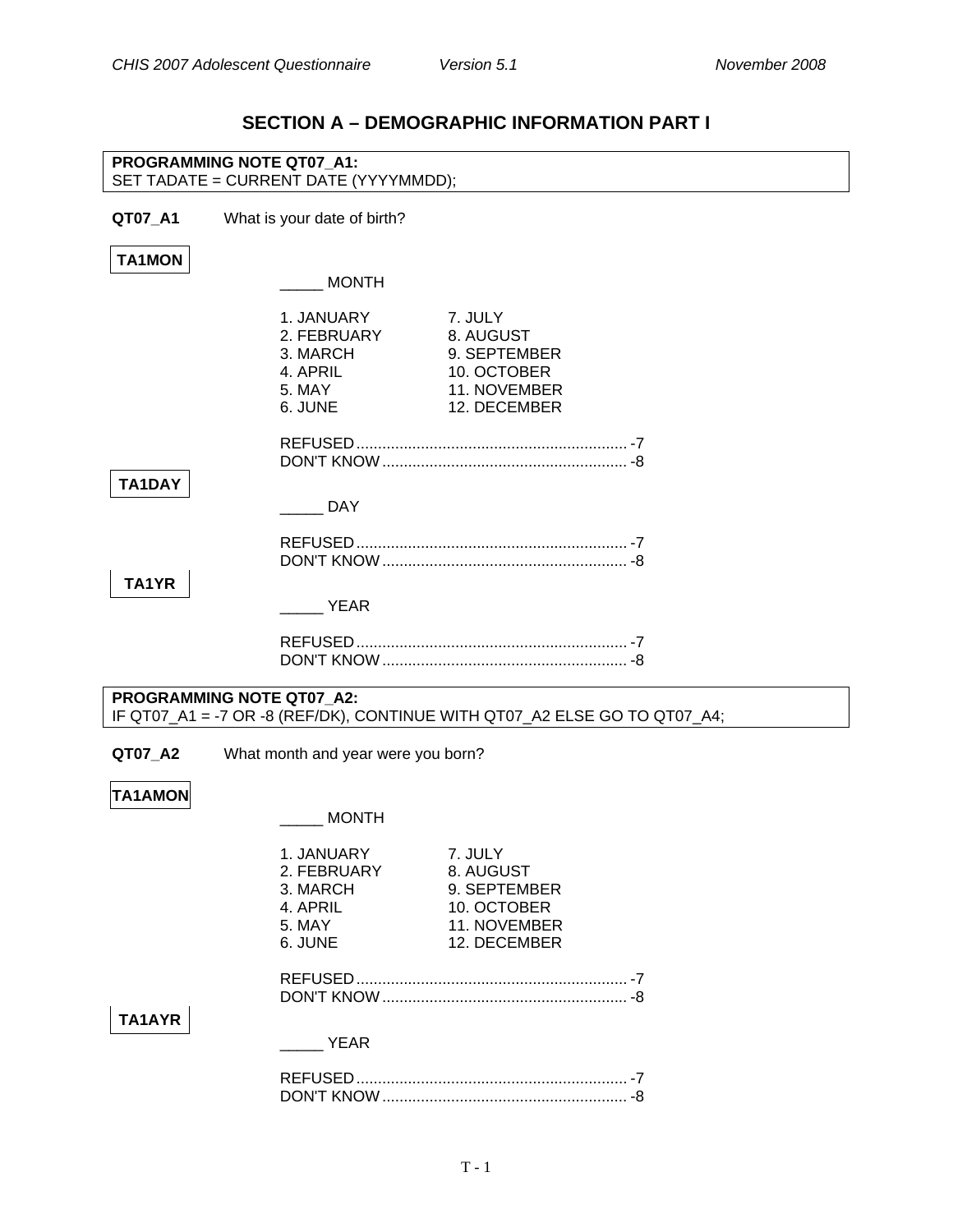## SECTION A – DEMOGRAPHIC INFORMATION PART I

**PROGRAMMING NOTE QT07_A1:**
SET TADATE = CURRENT DATE (YYYYMMDD);

**QT07_A1** What is your date of birth?

**TA1MON**

_____ MONTH

| | |
|---|---|
| 1. JANUARY | 7. JULY |
| 2. FEBRUARY | 8. AUGUST |
| 3. MARCH | 9. SEPTEMBER |
| 4. APRIL | 10. OCTOBER |
| 5. MAY | 11. NOVEMBER |
| 6. JUNE | 12. DECEMBER |

REFUSED.............................................................. -7
DON'T KNOW........................................................ -8

**TA1DAY**

_____ DAY

REFUSED.............................................................. -7
DON'T KNOW........................................................ -8

**TA1YR**

_____ YEAR

REFUSED.............................................................. -7
DON'T KNOW........................................................ -8

**PROGRAMMING NOTE QT07_A2:**
IF QT07_A1 = -7 OR -8 (REF/DK), CONTINUE WITH QT07_A2 ELSE GO TO QT07_A4;

**QT07_A2** What month and year were you born?

**TA1AMON**

_____ MONTH

| | |
|---|---|
| 1. JANUARY | 7. JULY |
| 2. FEBRUARY | 8. AUGUST |
| 3. MARCH | 9. SEPTEMBER |
| 4. APRIL | 10. OCTOBER |
| 5. MAY | 11. NOVEMBER |
| 6. JUNE | 12. DECEMBER |

REFUSED.............................................................. -7
DON'T KNOW........................................................ -8

**TA1AYR**

_____ YEAR

REFUSED.............................................................. -7
DON'T KNOW........................................................ -8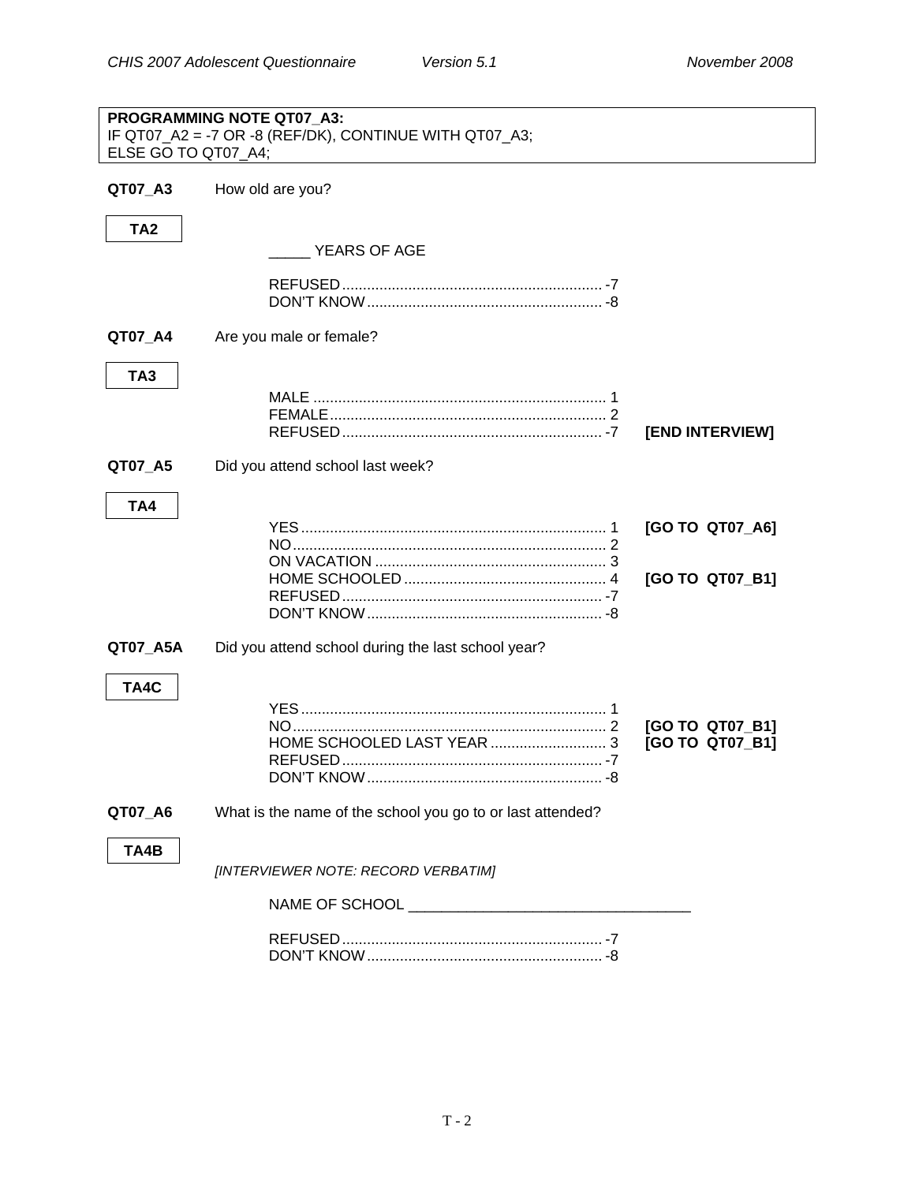**PROGRAMMING NOTE QT07_A3:**
IF QT07_A2 = -7 OR -8 (REF/DK), CONTINUE WITH QT07_A3;
ELSE GO TO QT07_A4;

**QT07_A3** How old are you?

**TA2**

_____ YEARS OF AGE

REFUSED ............................................................... -7
DON'T KNOW ......................................................... -8

**QT07_A4** Are you male or female?

**TA3**

MALE ....................................................................... 1
FEMALE................................................................... 2
REFUSED ............................................................... -7 **[END INTERVIEW]**

**QT07_A5** Did you attend school last week?

**TA4**

YES.......................................................................... 1 **[GO TO QT07_A6]**
NO............................................................................ 2
ON VACATION ........................................................ 3
HOME SCHOOLED ................................................. 4 **[GO TO QT07_B1]**
REFUSED ............................................................... -7
DON'T KNOW ......................................................... -8

**QT07_A5A** Did you attend school during the last school year?

**TA4C**

YES.......................................................................... 1
NO............................................................................ 2 **[GO TO QT07_B1]**
HOME SCHOOLED LAST YEAR ............................ 3 **[GO TO QT07_B1]**
REFUSED ............................................................... -7
DON'T KNOW ......................................................... -8

**QT07_A6** What is the name of the school you go to or last attended?

**TA4B**

*[INTERVIEWER NOTE: RECORD VERBATIM]*

NAME OF SCHOOL _________________________________

REFUSED ............................................................... -7
DON'T KNOW ......................................................... -8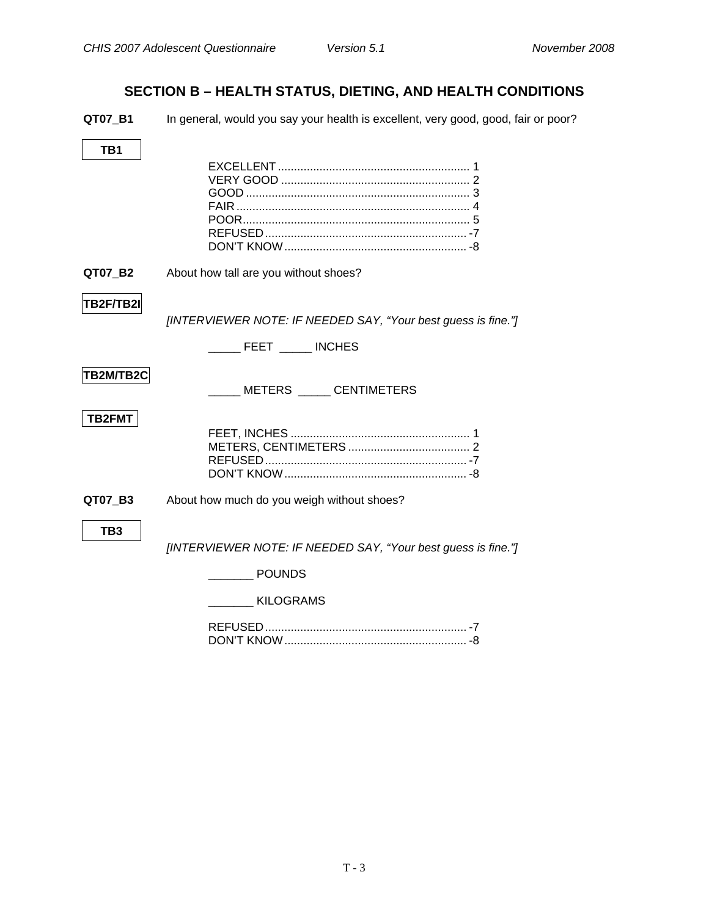## SECTION B – HEALTH STATUS, DIETING, AND HEALTH CONDITIONS

**QT07_B1** In general, would you say your health is excellent, very good, good, fair or poor?

**TB1**

EXCELLENT ............................................................ 1
VERY GOOD ........................................................... 2
GOOD ...................................................................... 3
FAIR ......................................................................... 4
POOR....................................................................... 5
REFUSED ............................................................... -7
DON'T KNOW ......................................................... -8

**QT07_B2** About how tall are you without shoes?

**TB2F/TB2I**

*[INTERVIEWER NOTE: IF NEEDED SAY, "Your best guess is fine."]*

_____ FEET _____ INCHES

**TB2M/TB2C**

_____ METERS _____ CENTIMETERS

**TB2FMT**

FEET, INCHES ........................................................ 1
METERS, CENTIMETERS ...................................... 2
REFUSED ............................................................... -7
DON'T KNOW ......................................................... -8

**QT07_B3** About how much do you weigh without shoes?

**TB3**

*[INTERVIEWER NOTE: IF NEEDED SAY, "Your best guess is fine."]*

_______ POUNDS

_______ KILOGRAMS

REFUSED ............................................................... -7
DON'T KNOW ......................................................... -8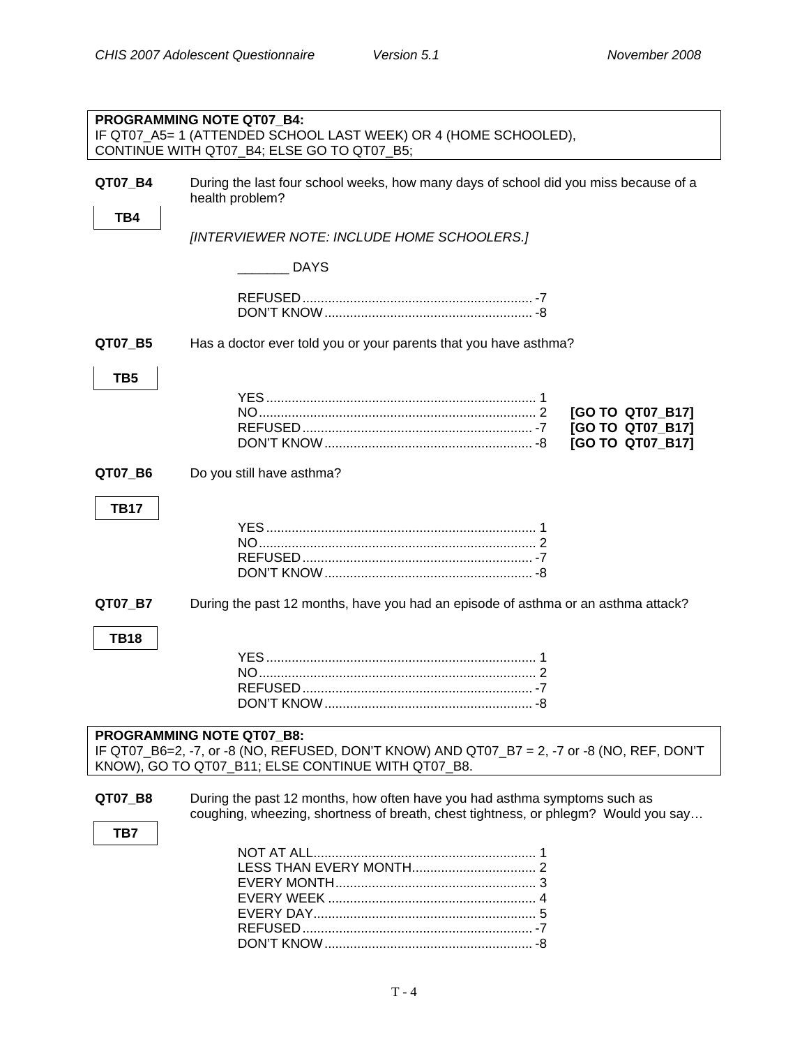**PROGRAMMING NOTE QT07_B4:**
IF QT07_A5= 1 (ATTENDED SCHOOL LAST WEEK) OR 4 (HOME SCHOOLED), CONTINUE WITH QT07_B4; ELSE GO TO QT07_B5;

**QT07_B4** During the last four school weeks, how many days of school did you miss because of a health problem?

**TB4**

*[INTERVIEWER NOTE: INCLUDE HOME SCHOOLERS.]*

_______ DAYS

REFUSED ............................................................ -7
DON'T KNOW ...................................................... -8

**QT07_B5** Has a doctor ever told you or your parents that you have asthma?

**TB5**

YES ..................................................................... 1
NO ....................................................................... 2 **[GO TO QT07_B17]**
REFUSED ............................................................ -7 **[GO TO QT07_B17]**
DON'T KNOW ...................................................... -8 **[GO TO QT07_B17]**

**QT07_B6** Do you still have asthma?

**TB17**

YES ..................................................................... 1
NO ....................................................................... 2
REFUSED ............................................................ -7
DON'T KNOW ...................................................... -8

**QT07_B7** During the past 12 months, have you had an episode of asthma or an asthma attack?

**TB18**

YES ..................................................................... 1
NO ....................................................................... 2
REFUSED ............................................................ -7
DON'T KNOW ...................................................... -8

**PROGRAMMING NOTE QT07_B8:**
IF QT07_B6=2, -7, or -8 (NO, REFUSED, DON'T KNOW) AND QT07_B7 = 2, -7 or -8 (NO, REF, DON'T KNOW), GO TO QT07_B11; ELSE CONTINUE WITH QT07_B8.

**QT07_B8** During the past 12 months, how often have you had asthma symptoms such as coughing, wheezing, shortness of breath, chest tightness, or phlegm? Would you say…

**TB7**

NOT AT ALL ......................................................... 1
LESS THAN EVERY MONTH .................................. 2
EVERY MONTH .................................................... 3
EVERY WEEK ...................................................... 4
EVERY DAY .......................................................... 5
REFUSED ............................................................ -7
DON'T KNOW ...................................................... -8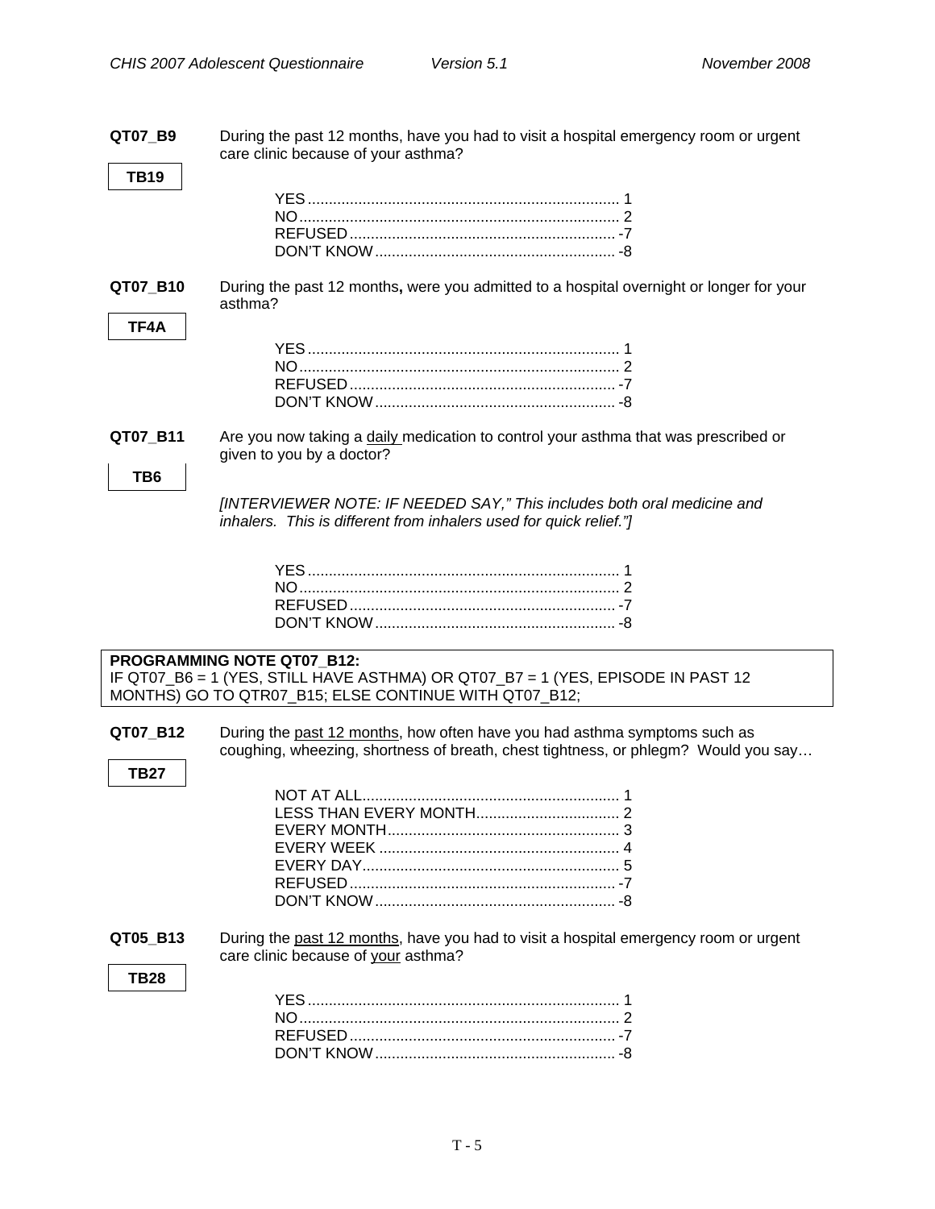**QT07_B9** During the past 12 months, have you had to visit a hospital emergency room or urgent care clinic because of your asthma?

**TB19**

YES .......................................................................... 1
NO............................................................................ 2
REFUSED ............................................................... -7
DON'T KNOW ......................................................... -8

**QT07_B10** During the past 12 months**,** were you admitted to a hospital overnight or longer for your asthma?

**TF4A**

YES .......................................................................... 1
NO............................................................................ 2
REFUSED ............................................................... -7
DON'T KNOW ......................................................... -8

**QT07_B11** Are you now taking a <u>daily</u> medication to control your asthma that was prescribed or given to you by a doctor?

**TB6**

*[INTERVIEWER NOTE: IF NEEDED SAY," This includes both oral medicine and inhalers. This is different from inhalers used for quick relief."]*

YES .......................................................................... 1
NO............................................................................ 2
REFUSED ............................................................... -7
DON'T KNOW ......................................................... -8

**PROGRAMMING NOTE QT07_B12:**
IF QT07_B6 = 1 (YES, STILL HAVE ASTHMA) OR QT07_B7 = 1 (YES, EPISODE IN PAST 12 MONTHS) GO TO QTR07_B15; ELSE CONTINUE WITH QT07_B12;

**QT07_B12** During the <u>past 12 months</u>, how often have you had asthma symptoms such as coughing, wheezing, shortness of breath, chest tightness, or phlegm? Would you say…

**TB27**

NOT AT ALL............................................................. 1
LESS THAN EVERY MONTH.................................. 2
EVERY MONTH....................................................... 3
EVERY WEEK ......................................................... 4
EVERY DAY............................................................. 5
REFUSED ............................................................... -7
DON'T KNOW ......................................................... -8

**QT05_B13** During the <u>past 12 months</u>, have you had to visit a hospital emergency room or urgent care clinic because of <u>your</u> asthma?

**TB28**

YES .......................................................................... 1
NO............................................................................ 2
REFUSED ............................................................... -7
DON'T KNOW ......................................................... -8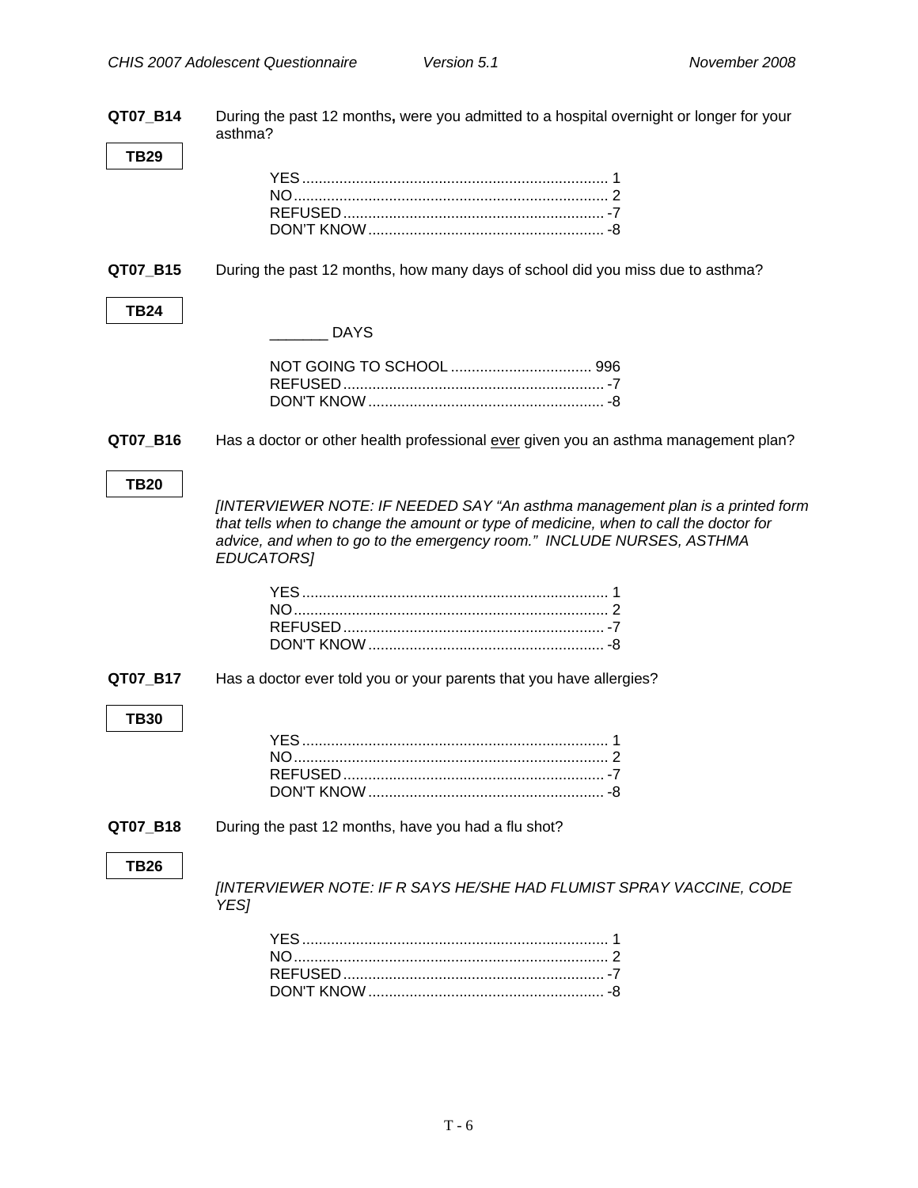**QT07_B14** During the past 12 months**,** were you admitted to a hospital overnight or longer for your asthma?

**TB29**

YES ........................................................................ 1
NO .......................................................................... 2
REFUSED .............................................................. -7
DON'T KNOW ........................................................ -8

**QT07_B15** During the past 12 months, how many days of school did you miss due to asthma?

**TB24**

_______ DAYS

NOT GOING TO SCHOOL ................................. 996
REFUSED .............................................................. -7
DON'T KNOW ........................................................ -8

**QT07_B16** Has a doctor or other health professional ever given you an asthma management plan?

**TB20**

*[INTERVIEWER NOTE: IF NEEDED SAY "An asthma management plan is a printed form that tells when to change the amount or type of medicine, when to call the doctor for advice, and when to go to the emergency room." INCLUDE NURSES, ASTHMA EDUCATORS]*

YES ........................................................................ 1
NO .......................................................................... 2
REFUSED .............................................................. -7
DON'T KNOW ........................................................ -8

**QT07_B17** Has a doctor ever told you or your parents that you have allergies?

**TB30**

YES ........................................................................ 1
NO .......................................................................... 2
REFUSED .............................................................. -7
DON'T KNOW ........................................................ -8

**QT07_B18** During the past 12 months, have you had a flu shot?

**TB26**

*[INTERVIEWER NOTE: IF R SAYS HE/SHE HAD FLUMIST SPRAY VACCINE, CODE YES]*

YES ........................................................................ 1
NO .......................................................................... 2
REFUSED .............................................................. -7
DON'T KNOW ........................................................ -8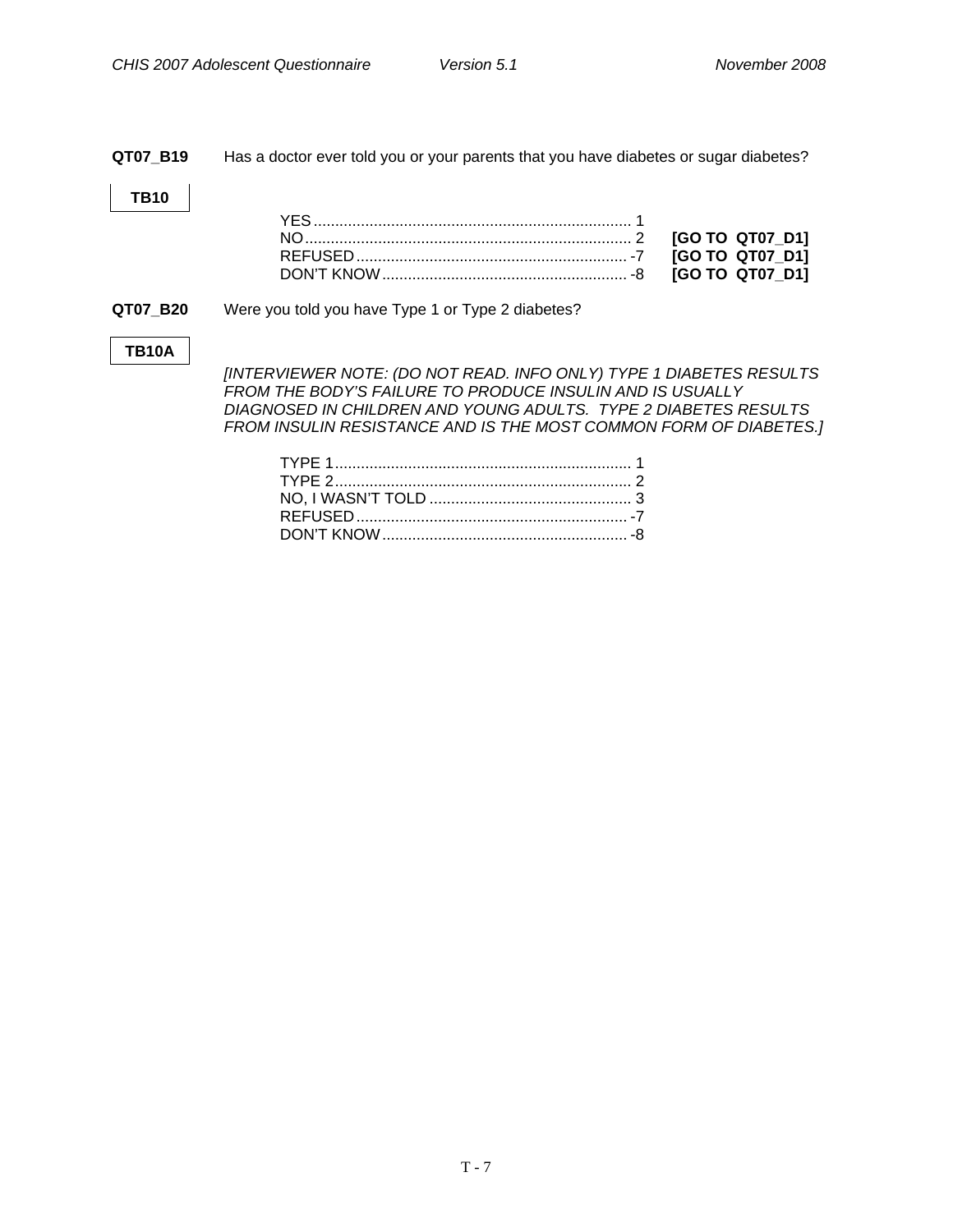**QT07_B19** Has a doctor ever told you or your parents that you have diabetes or sugar diabetes?

**TB10**

| | | |
|---|---|---|
| YES | 1 | |
| NO | 2 | **[GO TO QT07_D1]** |
| REFUSED | -7 | **[GO TO QT07_D1]** |
| DON'T KNOW | -8 | **[GO TO QT07_D1]** |

**QT07_B20** Were you told you have Type 1 or Type 2 diabetes?

**TB10A**

*[INTERVIEWER NOTE: (DO NOT READ. INFO ONLY) TYPE 1 DIABETES RESULTS FROM THE BODY'S FAILURE TO PRODUCE INSULIN AND IS USUALLY DIAGNOSED IN CHILDREN AND YOUNG ADULTS. TYPE 2 DIABETES RESULTS FROM INSULIN RESISTANCE AND IS THE MOST COMMON FORM OF DIABETES.]*

| | |
|---|---|
| TYPE 1 | 1 |
| TYPE 2 | 2 |
| NO, I WASN'T TOLD | 3 |
| REFUSED | -7 |
| DON'T KNOW | -8 |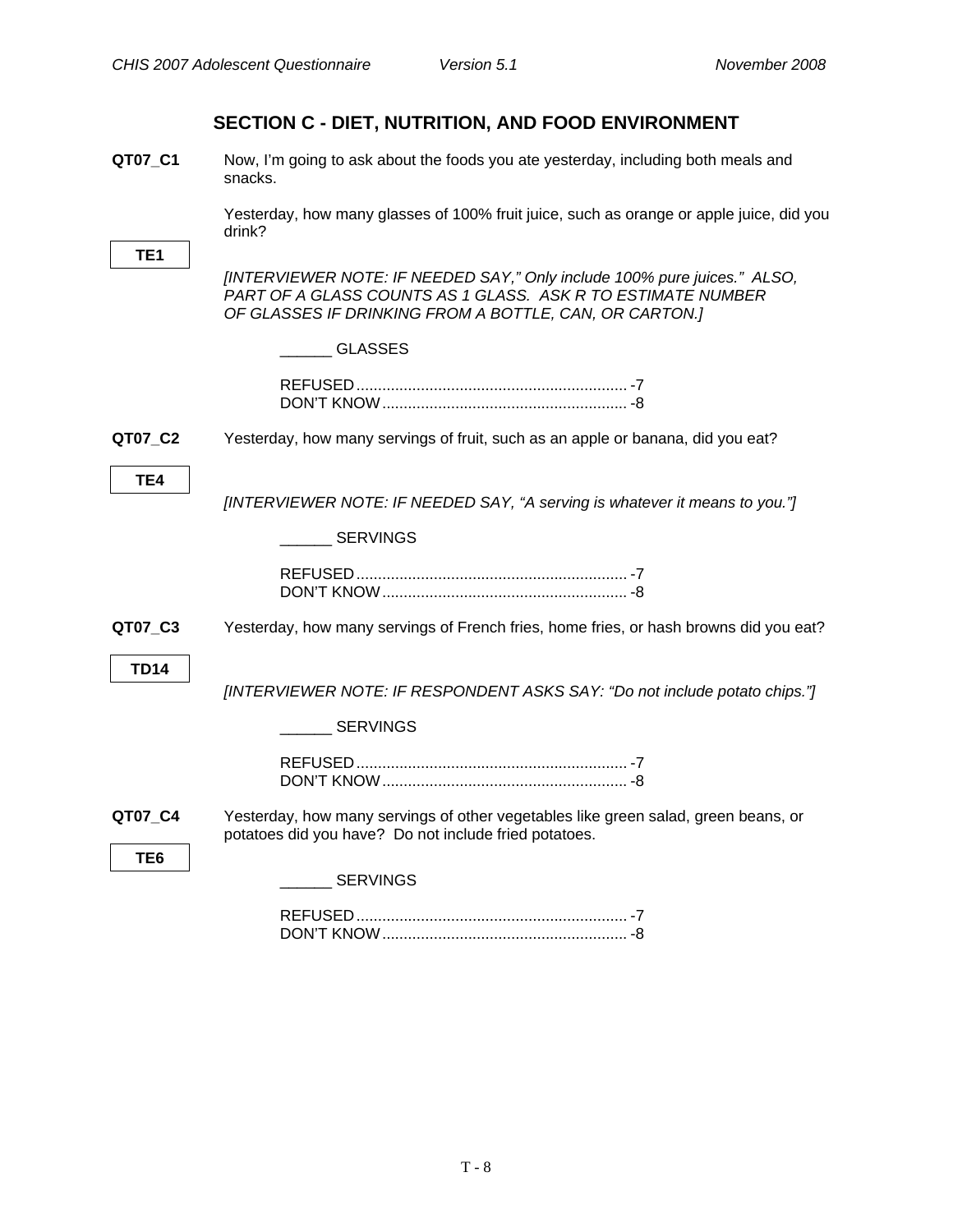## SECTION C - DIET, NUTRITION, AND FOOD ENVIRONMENT

**QT07_C1** Now, I'm going to ask about the foods you ate yesterday, including both meals and snacks.

**TE1**

Yesterday, how many glasses of 100% fruit juice, such as orange or apple juice, did you drink?

*[INTERVIEWER NOTE: IF NEEDED SAY," Only include 100% pure juices." ALSO, PART OF A GLASS COUNTS AS 1 GLASS. ASK R TO ESTIMATE NUMBER OF GLASSES IF DRINKING FROM A BOTTLE, CAN, OR CARTON.]*

______ GLASSES

REFUSED ............................................................... -7
DON'T KNOW ......................................................... -8

**QT07_C2** Yesterday, how many servings of fruit, such as an apple or banana, did you eat?

**TE4**

*[INTERVIEWER NOTE: IF NEEDED SAY, "A serving is whatever it means to you."]*

______ SERVINGS

REFUSED ............................................................... -7
DON'T KNOW ......................................................... -8

**QT07_C3** Yesterday, how many servings of French fries, home fries, or hash browns did you eat?

**TD14**

*[INTERVIEWER NOTE: IF RESPONDENT ASKS SAY: "Do not include potato chips."]*

______ SERVINGS

REFUSED ............................................................... -7
DON'T KNOW ......................................................... -8

**QT07_C4** Yesterday, how many servings of other vegetables like green salad, green beans, or potatoes did you have? Do not include fried potatoes.

**TE6**

______ SERVINGS

REFUSED ............................................................... -7
DON'T KNOW ......................................................... -8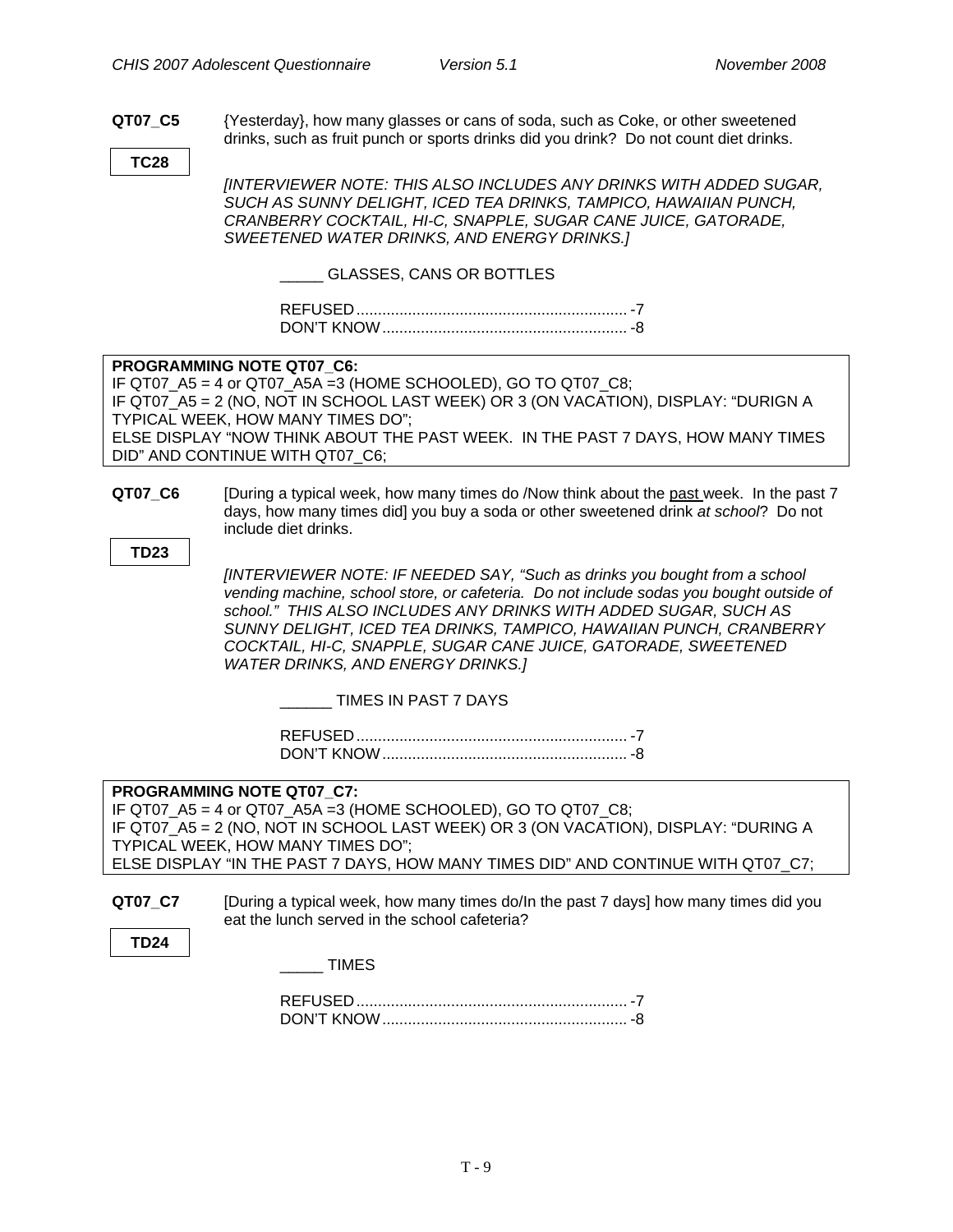**QT07_C5** {Yesterday}, how many glasses or cans of soda, such as Coke, or other sweetened drinks, such as fruit punch or sports drinks did you drink? Do not count diet drinks.

**TC28**

*[INTERVIEWER NOTE: THIS ALSO INCLUDES ANY DRINKS WITH ADDED SUGAR, SUCH AS SUNNY DELIGHT, ICED TEA DRINKS, TAMPICO, HAWAIIAN PUNCH, CRANBERRY COCKTAIL, HI-C, SNAPPLE, SUGAR CANE JUICE, GATORADE, SWEETENED WATER DRINKS, AND ENERGY DRINKS.]*

_____ GLASSES, CANS OR BOTTLES

REFUSED............................................................... -7
DON'T KNOW......................................................... -8

**PROGRAMMING NOTE QT07_C6:**
IF QT07_A5 = 4 or QT07_A5A =3 (HOME SCHOOLED), GO TO QT07_C8;
IF QT07_A5 = 2 (NO, NOT IN SCHOOL LAST WEEK) OR 3 (ON VACATION), DISPLAY: "DURIGN A TYPICAL WEEK, HOW MANY TIMES DO";
ELSE DISPLAY "NOW THINK ABOUT THE PAST WEEK. IN THE PAST 7 DAYS, HOW MANY TIMES DID" AND CONTINUE WITH QT07_C6;

**QT07_C6** [During a typical week, how many times do /Now think about the past week. In the past 7 days, how many times did] you buy a soda or other sweetened drink *at school*? Do not include diet drinks.

**TD23**

*[INTERVIEWER NOTE: IF NEEDED SAY, "Such as drinks you bought from a school vending machine, school store, or cafeteria. Do not include sodas you bought outside of school." THIS ALSO INCLUDES ANY DRINKS WITH ADDED SUGAR, SUCH AS SUNNY DELIGHT, ICED TEA DRINKS, TAMPICO, HAWAIIAN PUNCH, CRANBERRY COCKTAIL, HI-C, SNAPPLE, SUGAR CANE JUICE, GATORADE, SWEETENED WATER DRINKS, AND ENERGY DRINKS.]*

______ TIMES IN PAST 7 DAYS

REFUSED............................................................... -7
DON'T KNOW......................................................... -8

**PROGRAMMING NOTE QT07_C7:**
IF QT07_A5 = 4 or QT07_A5A =3 (HOME SCHOOLED), GO TO QT07_C8;
IF QT07_A5 = 2 (NO, NOT IN SCHOOL LAST WEEK) OR 3 (ON VACATION), DISPLAY: "DURING A TYPICAL WEEK, HOW MANY TIMES DO";
ELSE DISPLAY "IN THE PAST 7 DAYS, HOW MANY TIMES DID" AND CONTINUE WITH QT07_C7;

**QT07_C7** [During a typical week, how many times do/In the past 7 days] how many times did you eat the lunch served in the school cafeteria?

**TD24**

_____ TIMES

REFUSED............................................................... -7
DON'T KNOW......................................................... -8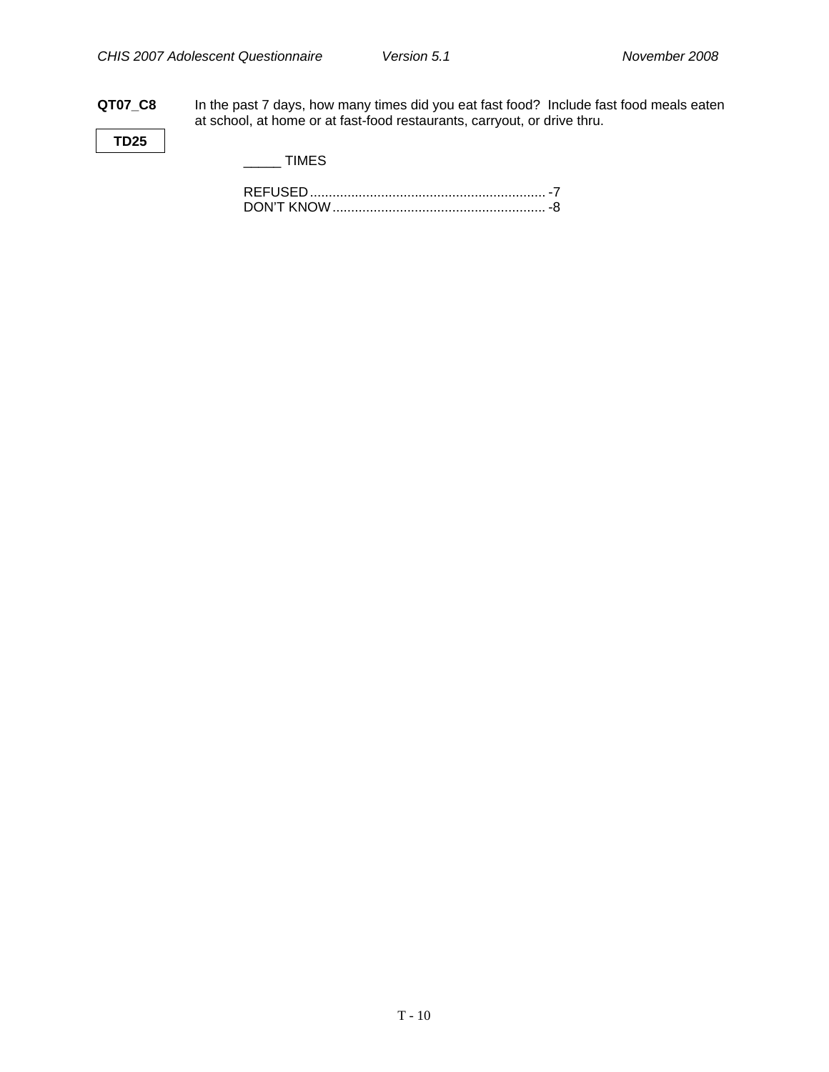**QT07_C8** In the past 7 days, how many times did you eat fast food? Include fast food meals eaten at school, at home or at fast-food restaurants, carryout, or drive thru.

**TD25**

_____ TIMES

REFUSED............................................................... -7
DON'T KNOW......................................................... -8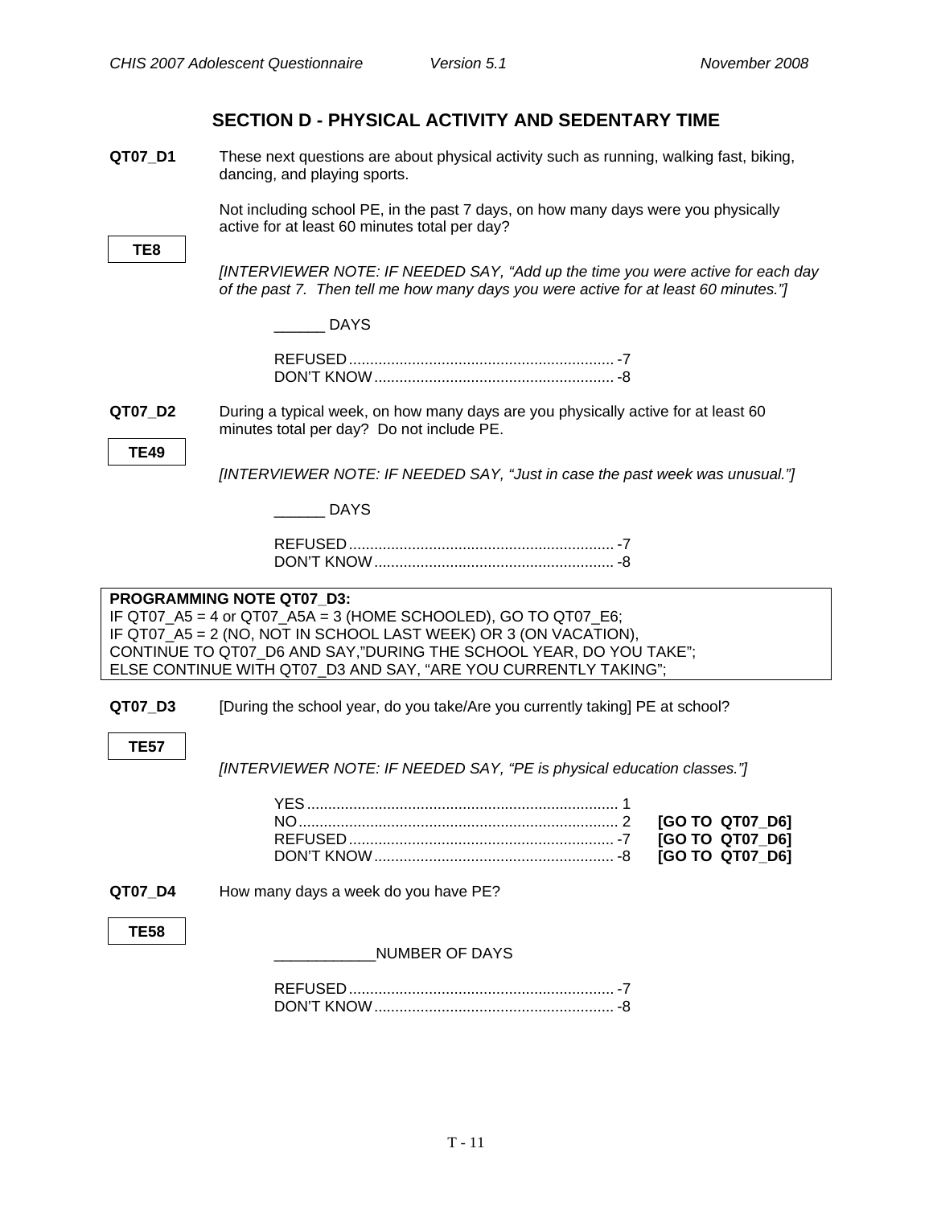## SECTION D - PHYSICAL ACTIVITY AND SEDENTARY TIME

**QT07_D1** These next questions are about physical activity such as running, walking fast, biking, dancing, and playing sports.

Not including school PE, in the past 7 days, on how many days were you physically active for at least 60 minutes total per day?

**TE8**

*[INTERVIEWER NOTE: IF NEEDED SAY, "Add up the time you were active for each day of the past 7. Then tell me how many days you were active for at least 60 minutes."]*

______ DAYS

REFUSED ............................................................... -7
DON'T KNOW ......................................................... -8

**QT07_D2** During a typical week, on how many days are you physically active for at least 60 minutes total per day? Do not include PE.

**TE49**

*[INTERVIEWER NOTE: IF NEEDED SAY, "Just in case the past week was unusual."]*

______ DAYS

REFUSED ............................................................... -7
DON'T KNOW ......................................................... -8

**PROGRAMMING NOTE QT07_D3:**
IF QT07_A5 = 4 or QT07_A5A = 3 (HOME SCHOOLED), GO TO QT07_E6;
IF QT07_A5 = 2 (NO, NOT IN SCHOOL LAST WEEK) OR 3 (ON VACATION), CONTINUE TO QT07_D6 AND SAY,"DURING THE SCHOOL YEAR, DO YOU TAKE";
ELSE CONTINUE WITH QT07_D3 AND SAY, "ARE YOU CURRENTLY TAKING";

**QT07_D3** [During the school year, do you take/Are you currently taking] PE at school?

**TE57**

*[INTERVIEWER NOTE: IF NEEDED SAY, "PE is physical education classes."]*

YES .......................................................................... 1
NO ........................................................................... 2 **[GO TO QT07_D6]**
REFUSED ............................................................... -7 **[GO TO QT07_D6]**
DON'T KNOW ......................................................... -8 **[GO TO QT07_D6]**

**QT07_D4** How many days a week do you have PE?

**TE58**

____________NUMBER OF DAYS

REFUSED ............................................................... -7
DON'T KNOW ......................................................... -8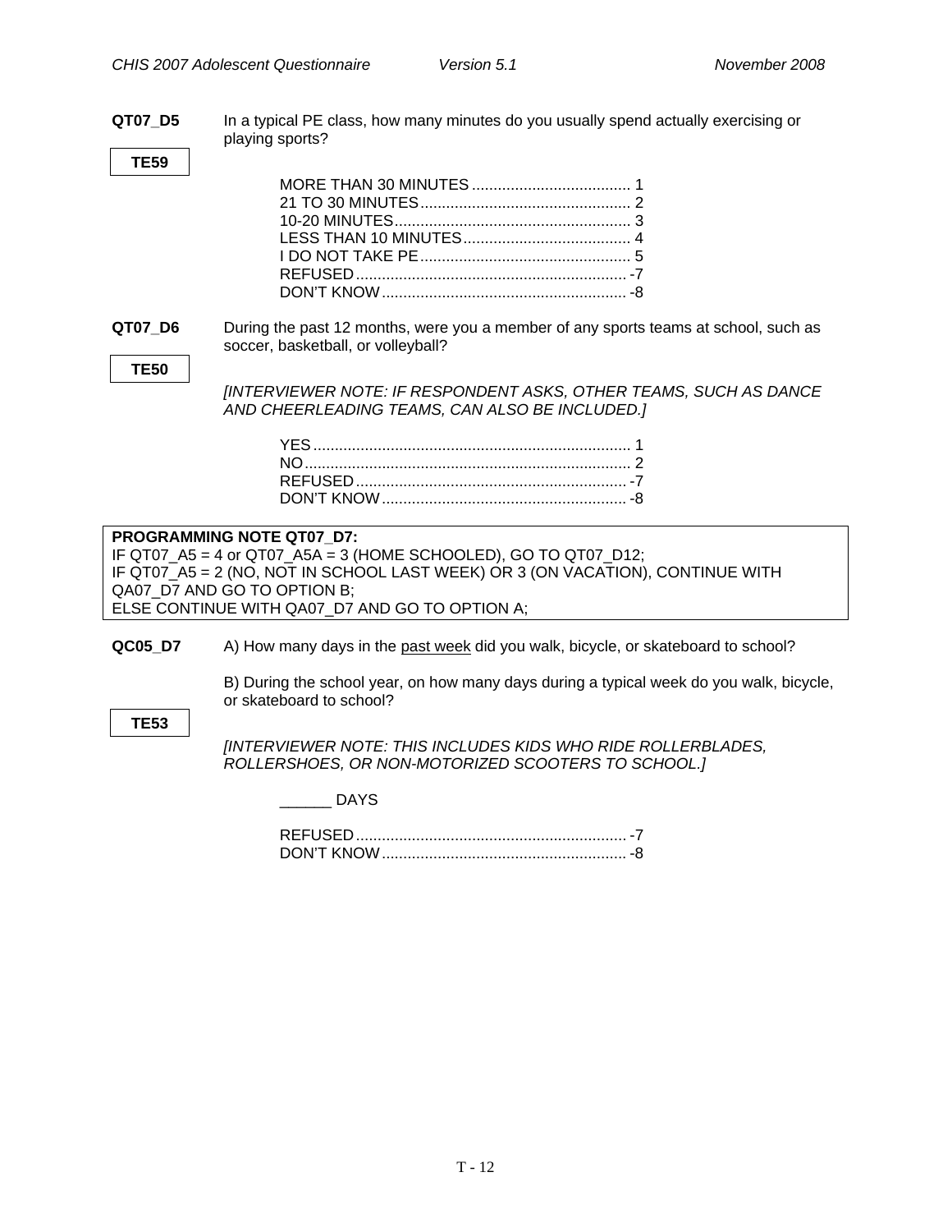**QT07_D5** In a typical PE class, how many minutes do you usually spend actually exercising or playing sports?

**TE59**

MORE THAN 30 MINUTES ..................................... 1
21 TO 30 MINUTES ................................................ 2
10-20 MINUTES ....................................................... 3
LESS THAN 10 MINUTES ....................................... 4
I DO NOT TAKE PE ................................................. 5
REFUSED ............................................................... -7
DON'T KNOW ......................................................... -8

**QT07_D6** During the past 12 months, were you a member of any sports teams at school, such as soccer, basketball, or volleyball?

**TE50**

*[INTERVIEWER NOTE: IF RESPONDENT ASKS, OTHER TEAMS, SUCH AS DANCE AND CHEERLEADING TEAMS, CAN ALSO BE INCLUDED.]*

YES .......................................................................... 1
NO ............................................................................ 2
REFUSED ............................................................... -7
DON'T KNOW ......................................................... -8

**PROGRAMMING NOTE QT07_D7:**
IF QT07_A5 = 4 or QT07_A5A = 3 (HOME SCHOOLED), GO TO QT07_D12;
IF QT07_A5 = 2 (NO, NOT IN SCHOOL LAST WEEK) OR 3 (ON VACATION), CONTINUE WITH QA07_D7 AND GO TO OPTION B;
ELSE CONTINUE WITH QA07_D7 AND GO TO OPTION A;

**QC05_D7** A) How many days in the <u>past week</u> did you walk, bicycle, or skateboard to school?

B) During the school year, on how many days during a typical week do you walk, bicycle, or skateboard to school?

**TE53**

*[INTERVIEWER NOTE: THIS INCLUDES KIDS WHO RIDE ROLLERBLADES, ROLLERSHOES, OR NON-MOTORIZED SCOOTERS TO SCHOOL.]*

______ DAYS

REFUSED ............................................................... -7
DON'T KNOW ......................................................... -8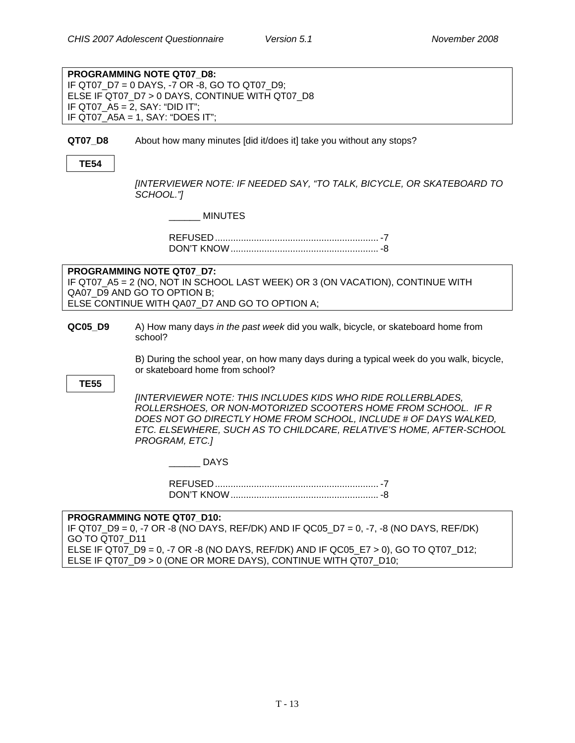**PROGRAMMING NOTE QT07_D8:**
IF QT07_D7 = 0 DAYS, -7 OR -8, GO TO QT07_D9;
ELSE IF QT07_D7 > 0 DAYS, CONTINUE WITH QT07_D8
IF QT07_A5 = 2, SAY: "DID IT";
IF QT07_A5A = 1, SAY: "DOES IT";

**QT07_D8** About how many minutes [did it/does it] take you without any stops?

**TE54**

*[INTERVIEWER NOTE: IF NEEDED SAY, "TO TALK, BICYCLE, OR SKATEBOARD TO SCHOOL."]*

______ MINUTES

REFUSED ............................................................... -7
DON'T KNOW ......................................................... -8

**PROGRAMMING NOTE QT07_D7:**
IF QT07_A5 = 2 (NO, NOT IN SCHOOL LAST WEEK) OR 3 (ON VACATION), CONTINUE WITH QA07_D9 AND GO TO OPTION B;
ELSE CONTINUE WITH QA07_D7 AND GO TO OPTION A;

**QC05_D9** A) How many days *in the past week* did you walk, bicycle, or skateboard home from school?

B) During the school year, on how many days during a typical week do you walk, bicycle, or skateboard home from school?

**TE55**

*[INTERVIEWER NOTE: THIS INCLUDES KIDS WHO RIDE ROLLERBLADES, ROLLERSHOES, OR NON-MOTORIZED SCOOTERS HOME FROM SCHOOL. IF R DOES NOT GO DIRECTLY HOME FROM SCHOOL, INCLUDE # OF DAYS WALKED, ETC. ELSEWHERE, SUCH AS TO CHILDCARE, RELATIVE'S HOME, AFTER-SCHOOL PROGRAM, ETC.]*

______ DAYS

REFUSED ............................................................... -7
DON'T KNOW ......................................................... -8

**PROGRAMMING NOTE QT07_D10:**
IF QT07_D9 = 0, -7 OR -8 (NO DAYS, REF/DK) AND IF QC05_D7 = 0, -7, -8 (NO DAYS, REF/DK) GO TO QT07_D11
ELSE IF QT07_D9 = 0, -7 OR -8 (NO DAYS, REF/DK) AND IF QC05_E7 > 0), GO TO QT07_D12;
ELSE IF QT07_D9 > 0 (ONE OR MORE DAYS), CONTINUE WITH QT07_D10;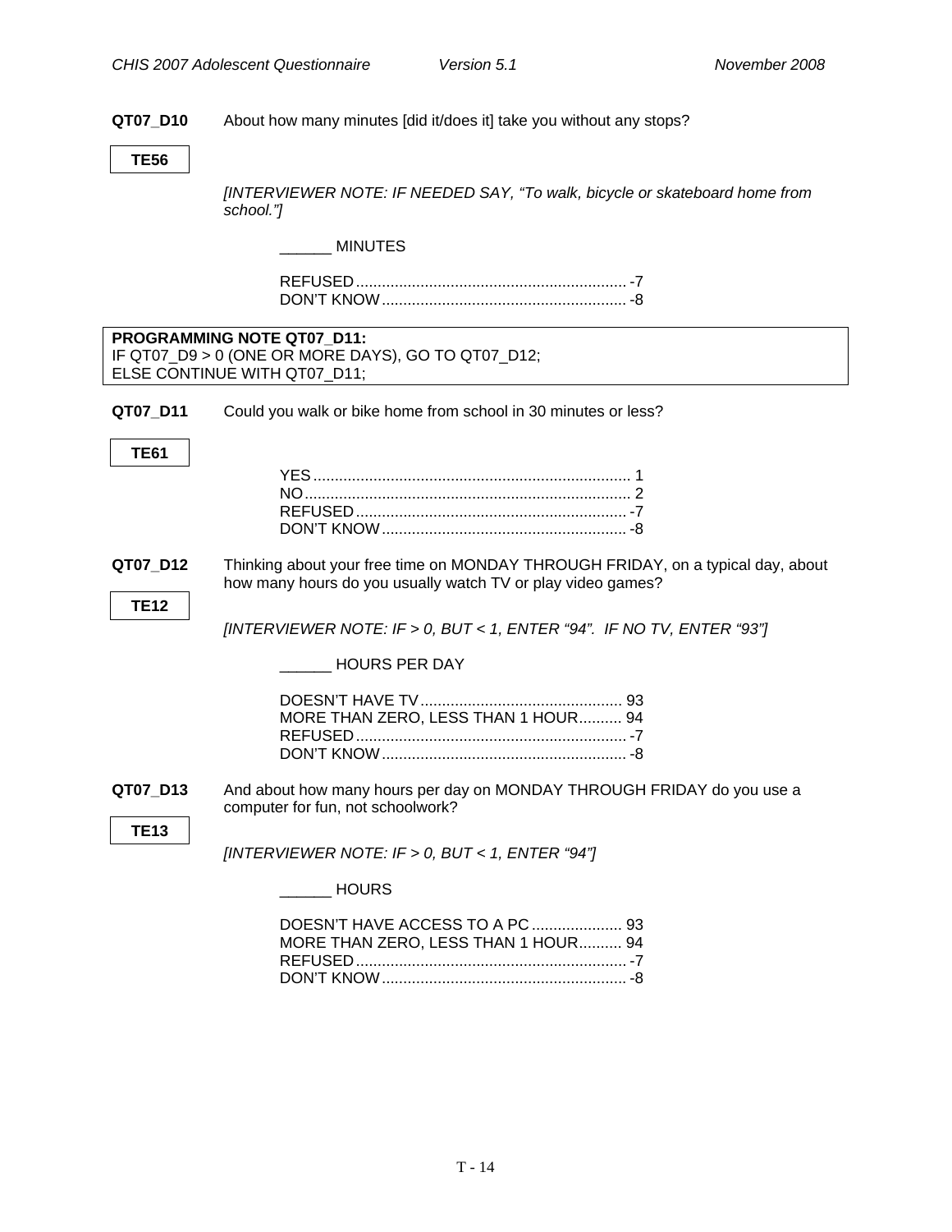**QT07_D10** About how many minutes [did it/does it] take you without any stops?

**TE56**

*[INTERVIEWER NOTE: IF NEEDED SAY, "To walk, bicycle or skateboard home from school."]*

______ MINUTES

REFUSED ............................................................... -7
DON'T KNOW ......................................................... -8

**PROGRAMMING NOTE QT07_D11:**
IF QT07_D9 > 0 (ONE OR MORE DAYS), GO TO QT07_D12;
ELSE CONTINUE WITH QT07_D11;

**QT07_D11** Could you walk or bike home from school in 30 minutes or less?

**TE61**

YES ......................................................................... 1
NO ........................................................................... 2
REFUSED ............................................................... -7
DON'T KNOW ......................................................... -8

**QT07_D12** Thinking about your free time on MONDAY THROUGH FRIDAY, on a typical day, about how many hours do you usually watch TV or play video games?

**TE12**

*[INTERVIEWER NOTE: IF > 0, BUT < 1, ENTER "94". IF NO TV, ENTER "93"]*

______ HOURS PER DAY

DOESN'T HAVE TV ............................................... 93
MORE THAN ZERO, LESS THAN 1 HOUR .......... 94
REFUSED ............................................................... -7
DON'T KNOW ......................................................... -8

**QT07_D13** And about how many hours per day on MONDAY THROUGH FRIDAY do you use a computer for fun, not schoolwork?

**TE13**

*[INTERVIEWER NOTE: IF > 0, BUT < 1, ENTER "94"]*

______ HOURS

DOESN'T HAVE ACCESS TO A PC ..................... 93
MORE THAN ZERO, LESS THAN 1 HOUR .......... 94
REFUSED ............................................................... -7
DON'T KNOW ......................................................... -8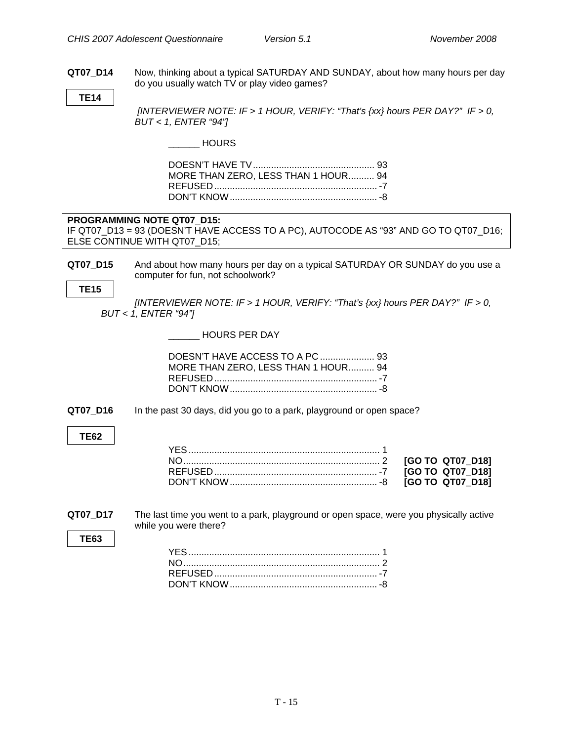**QT07_D14** Now, thinking about a typical SATURDAY AND SUNDAY, about how many hours per day do you usually watch TV or play video games?

**TE14**

*[INTERVIEWER NOTE: IF > 1 HOUR, VERIFY: "That's {xx} hours PER DAY?" IF > 0, BUT < 1, ENTER "94"]*

______ HOURS

DOESN'T HAVE TV .............................................. 93
MORE THAN ZERO, LESS THAN 1 HOUR.......... 94
REFUSED .............................................................. -7
DON'T KNOW ........................................................ -8

**PROGRAMMING NOTE QT07_D15:**
IF QT07_D13 = 93 (DOESN'T HAVE ACCESS TO A PC), AUTOCODE AS "93" AND GO TO QT07_D16;
ELSE CONTINUE WITH QT07_D15;

**QT07_D15** And about how many hours per day on a typical SATURDAY OR SUNDAY do you use a computer for fun, not schoolwork?

**TE15**

*[INTERVIEWER NOTE: IF > 1 HOUR, VERIFY: "That's {xx} hours PER DAY?" IF > 0, BUT < 1, ENTER "94"]*

______ HOURS PER DAY

DOESN'T HAVE ACCESS TO A PC ..................... 93
MORE THAN ZERO, LESS THAN 1 HOUR.......... 94
REFUSED .............................................................. -7
DON'T KNOW ........................................................ -8

**QT07_D16** In the past 30 days, did you go to a park, playground or open space?

**TE62**

YES ......................................................................... 1
NO ........................................................................... 2 **[GO TO QT07_D18]**
REFUSED .............................................................. -7 **[GO TO QT07_D18]**
DON'T KNOW ........................................................ -8 **[GO TO QT07_D18]**

**QT07_D17** The last time you went to a park, playground or open space, were you physically active while you were there?

**TE63**

YES ......................................................................... 1
NO ........................................................................... 2
REFUSED .............................................................. -7
DON'T KNOW ........................................................ -8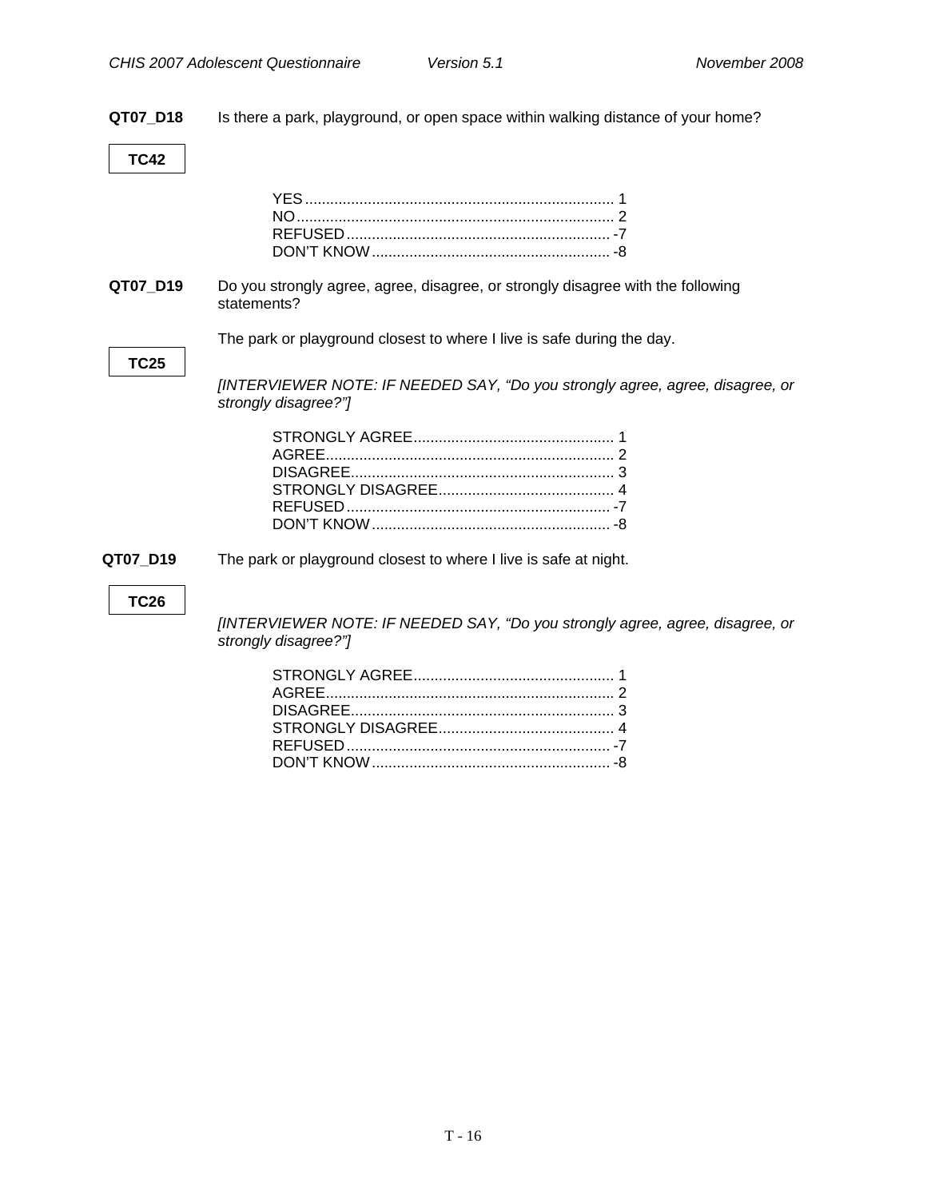**QT07_D18** Is there a park, playground, or open space within walking distance of your home?

**TC42**

YES ........................................................................ 1
NO .......................................................................... 2
REFUSED ............................................................. -7
DON'T KNOW ....................................................... -8

**QT07_D19** Do you strongly agree, agree, disagree, or strongly disagree with the following statements?

The park or playground closest to where I live is safe during the day.

**TC25**

*[INTERVIEWER NOTE: IF NEEDED SAY, "Do you strongly agree, agree, disagree, or strongly disagree?"]*

STRONGLY AGREE ............................................... 1
AGREE ................................................................... 2
DISAGREE .............................................................. 3
STRONGLY DISAGREE ......................................... 4
REFUSED ............................................................. -7
DON'T KNOW ....................................................... -8

**QT07_D19** The park or playground closest to where I live is safe at night.

**TC26**

*[INTERVIEWER NOTE: IF NEEDED SAY, "Do you strongly agree, agree, disagree, or strongly disagree?"]*

STRONGLY AGREE ............................................... 1
AGREE ................................................................... 2
DISAGREE .............................................................. 3
STRONGLY DISAGREE ......................................... 4
REFUSED ............................................................. -7
DON'T KNOW ....................................................... -8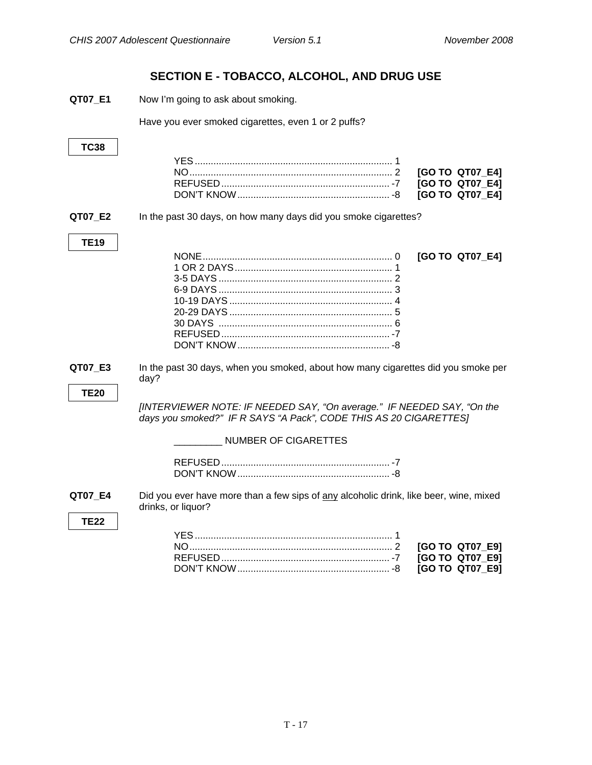## SECTION E - TOBACCO, ALCOHOL, AND DRUG USE

**QT07_E1** Now I'm going to ask about smoking.

Have you ever smoked cigarettes, even 1 or 2 puffs?

**TC38**

| | | |
|---|---|---|
| YES | 1 | |
| NO | 2 | **[GO TO QT07_E4]** |
| REFUSED | -7 | **[GO TO QT07_E4]** |
| DON'T KNOW | -8 | **[GO TO QT07_E4]** |

**QT07_E2** In the past 30 days, on how many days did you smoke cigarettes?

**TE19**

| | | |
|---|---|---|
| NONE | 0 | **[GO TO QT07_E4]** |
| 1 OR 2 DAYS | 1 | |
| 3-5 DAYS | 2 | |
| 6-9 DAYS | 3 | |
| 10-19 DAYS | 4 | |
| 20-29 DAYS | 5 | |
| 30 DAYS | 6 | |
| REFUSED | -7 | |
| DON'T KNOW | -8 | |

**QT07_E3** In the past 30 days, when you smoked, about how many cigarettes did you smoke per day?

**TE20**

*[INTERVIEWER NOTE: IF NEEDED SAY, "On average." IF NEEDED SAY, "On the days you smoked?" IF R SAYS "A Pack", CODE THIS AS 20 CIGARETTES]*

_________ NUMBER OF CIGARETTES

| | |
|---|---|
| REFUSED | -7 |
| DON'T KNOW | -8 |

**QT07_E4** Did you ever have more than a few sips of <u>any</u> alcoholic drink, like beer, wine, mixed drinks, or liquor?

**TE22**

| | | |
|---|---|---|
| YES | 1 | |
| NO | 2 | **[GO TO QT07_E9]** |
| REFUSED | -7 | **[GO TO QT07_E9]** |
| DON'T KNOW | -8 | **[GO TO QT07_E9]** |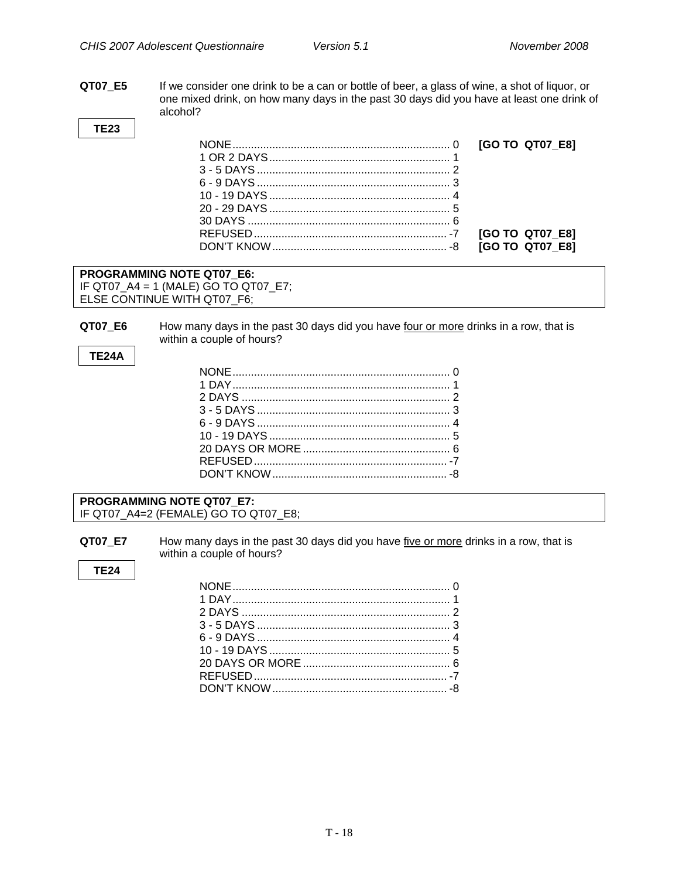**QT07_E5** If we consider one drink to be a can or bottle of beer, a glass of wine, a shot of liquor, or one mixed drink, on how many days in the past 30 days did you have at least one drink of alcohol?

**TE23**

| | | |
|---|---|---|
| NONE | 0 | **[GO TO QT07_E8]** |
| 1 OR 2 DAYS | 1 | |
| 3 - 5 DAYS | 2 | |
| 6 - 9 DAYS | 3 | |
| 10 - 19 DAYS | 4 | |
| 20 - 29 DAYS | 5 | |
| 30 DAYS | 6 | |
| REFUSED | -7 | **[GO TO QT07_E8]** |
| DON'T KNOW | -8 | **[GO TO QT07_E8]** |

**PROGRAMMING NOTE QT07_E6:**
IF QT07_A4 = 1 (MALE) GO TO QT07_E7;
ELSE CONTINUE WITH QT07_F6;

**QT07_E6** How many days in the past 30 days did you have <u>four or more</u> drinks in a row, that is within a couple of hours?

**TE24A**

| | |
|---|---|
| NONE | 0 |
| 1 DAY | 1 |
| 2 DAYS | 2 |
| 3 - 5 DAYS | 3 |
| 6 - 9 DAYS | 4 |
| 10 - 19 DAYS | 5 |
| 20 DAYS OR MORE | 6 |
| REFUSED | -7 |
| DON'T KNOW | -8 |

**PROGRAMMING NOTE QT07_E7:**
IF QT07_A4=2 (FEMALE) GO TO QT07_E8;

**QT07_E7** How many days in the past 30 days did you have <u>five or more</u> drinks in a row, that is within a couple of hours?

**TE24**

| | |
|---|---|
| NONE | 0 |
| 1 DAY | 1 |
| 2 DAYS | 2 |
| 3 - 5 DAYS | 3 |
| 6 - 9 DAYS | 4 |
| 10 - 19 DAYS | 5 |
| 20 DAYS OR MORE | 6 |
| REFUSED | -7 |
| DON'T KNOW | -8 |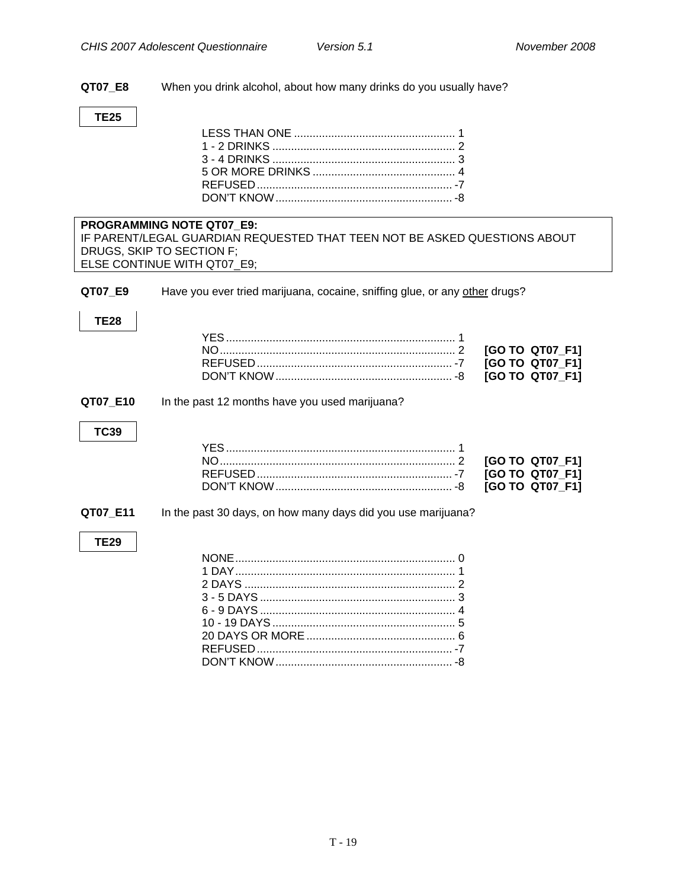**QT07_E8** When you drink alcohol, about how many drinks do you usually have?

**TE25**

LESS THAN ONE .................................................... 1
1 - 2 DRINKS ........................................................... 2
3 - 4 DRINKS ........................................................... 3
5 OR MORE DRINKS .............................................. 4
REFUSED ............................................................... -7
DON'T KNOW ......................................................... -8

**PROGRAMMING NOTE QT07_E9:**
IF PARENT/LEGAL GUARDIAN REQUESTED THAT TEEN NOT BE ASKED QUESTIONS ABOUT DRUGS, SKIP TO SECTION F;
ELSE CONTINUE WITH QT07_E9;

**QT07_E9** Have you ever tried marijuana, cocaine, sniffing glue, or any <u>other</u> drugs?

**TE28**

YES .......................................................................... 1
NO ............................................................................ 2 **[GO TO QT07_F1]**
REFUSED ............................................................... -7 **[GO TO QT07_F1]**
DON'T KNOW ......................................................... -8 **[GO TO QT07_F1]**

**QT07_E10** In the past 12 months have you used marijuana?

**TC39**

YES .......................................................................... 1
NO ............................................................................ 2 **[GO TO QT07_F1]**
REFUSED ............................................................... -7 **[GO TO QT07_F1]**
DON'T KNOW ......................................................... -8 **[GO TO QT07_F1]**

**QT07_E11** In the past 30 days, on how many days did you use marijuana?

**TE29**

NONE ....................................................................... 0
1 DAY ....................................................................... 1
2 DAYS .................................................................... 2
3 - 5 DAYS ............................................................... 3
6 - 9 DAYS ............................................................... 4
10 - 19 DAYS ........................................................... 5
20 DAYS OR MORE ................................................ 6
REFUSED ............................................................... -7
DON'T KNOW ......................................................... -8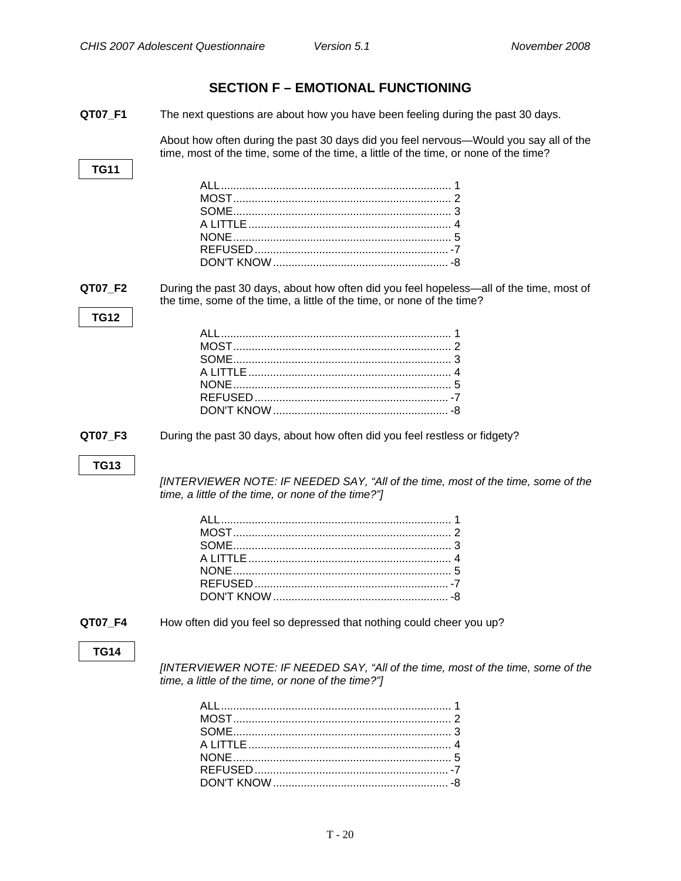## SECTION F – EMOTIONAL FUNCTIONING

**QT07_F1** The next questions are about how you have been feeling during the past 30 days.

About how often during the past 30 days did you feel nervous—Would you say all of the time, most of the time, some of the time, a little of the time, or none of the time?

**TG11**

ALL ........................................................................... 1
MOST ....................................................................... 2
SOME ....................................................................... 3
A LITTLE .................................................................. 4
NONE ....................................................................... 5
REFUSED ............................................................... -7
DON'T KNOW ......................................................... -8

**QT07_F2** During the past 30 days, about how often did you feel hopeless—all of the time, most of the time, some of the time, a little of the time, or none of the time?

**TG12**

ALL ........................................................................... 1
MOST ....................................................................... 2
SOME ....................................................................... 3
A LITTLE .................................................................. 4
NONE ....................................................................... 5
REFUSED ............................................................... -7
DON'T KNOW ......................................................... -8

**QT07_F3** During the past 30 days, about how often did you feel restless or fidgety?

**TG13**

*[INTERVIEWER NOTE: IF NEEDED SAY, "All of the time, most of the time, some of the time, a little of the time, or none of the time?"]*

ALL ........................................................................... 1
MOST ....................................................................... 2
SOME ....................................................................... 3
A LITTLE .................................................................. 4
NONE ....................................................................... 5
REFUSED ............................................................... -7
DON'T KNOW ......................................................... -8

**QT07_F4** How often did you feel so depressed that nothing could cheer you up?

**TG14**

*[INTERVIEWER NOTE: IF NEEDED SAY, "All of the time, most of the time, some of the time, a little of the time, or none of the time?"]*

ALL ........................................................................... 1
MOST ....................................................................... 2
SOME ....................................................................... 3
A LITTLE .................................................................. 4
NONE ....................................................................... 5
REFUSED ............................................................... -7
DON'T KNOW ......................................................... -8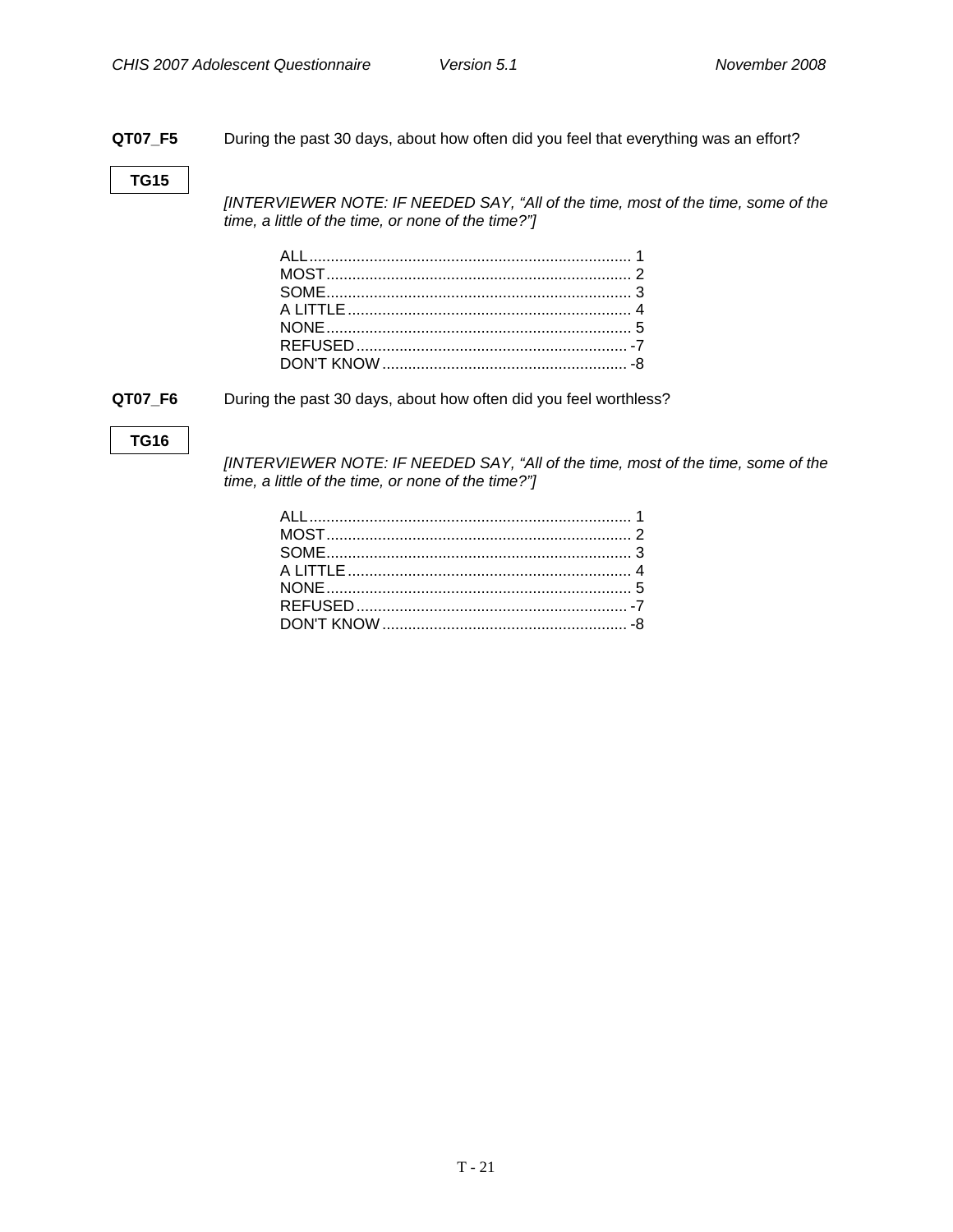**QT07_F5** During the past 30 days, about how often did you feel that everything was an effort?

**TG15**

*[INTERVIEWER NOTE: IF NEEDED SAY, "All of the time, most of the time, some of the time, a little of the time, or none of the time?"]*

| | |
|---|---|
| ALL | 1 |
| MOST | 2 |
| SOME | 3 |
| A LITTLE | 4 |
| NONE | 5 |
| REFUSED | -7 |
| DON'T KNOW | -8 |

**QT07_F6** During the past 30 days, about how often did you feel worthless?

**TG16**

*[INTERVIEWER NOTE: IF NEEDED SAY, "All of the time, most of the time, some of the time, a little of the time, or none of the time?"]*

| | |
|---|---|
| ALL | 1 |
| MOST | 2 |
| SOME | 3 |
| A LITTLE | 4 |
| NONE | 5 |
| REFUSED | -7 |
| DON'T KNOW | -8 |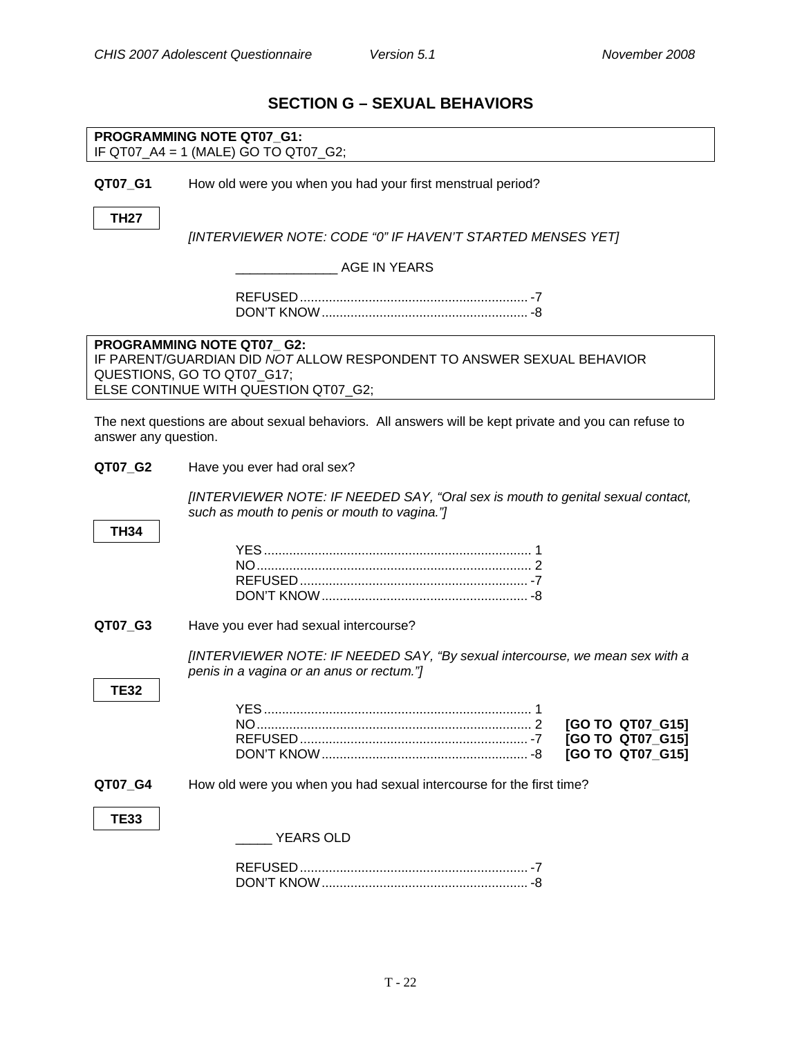## SECTION G – SEXUAL BEHAVIORS

**PROGRAMMING NOTE QT07_G1:**
IF QT07_A4 = 1 (MALE) GO TO QT07_G2;

**QT07_G1** How old were you when you had your first menstrual period?

**TH27**

*[INTERVIEWER NOTE: CODE "0" IF HAVEN'T STARTED MENSES YET]*

_____________ AGE IN YEARS

REFUSED.............................................................. -7
DON'T KNOW........................................................ -8

**PROGRAMMING NOTE QT07_ G2:**
IF PARENT/GUARDIAN DID *NOT* ALLOW RESPONDENT TO ANSWER SEXUAL BEHAVIOR QUESTIONS, GO TO QT07_G17;
ELSE CONTINUE WITH QUESTION QT07_G2;

The next questions are about sexual behaviors. All answers will be kept private and you can refuse to answer any question.

**QT07_G2** Have you ever had oral sex?

*[INTERVIEWER NOTE: IF NEEDED SAY, "Oral sex is mouth to genital sexual contact, such as mouth to penis or mouth to vagina."]*

**TH34**

YES......................................................................... 1
NO........................................................................... 2
REFUSED.............................................................. -7
DON'T KNOW........................................................ -8

**QT07_G3** Have you ever had sexual intercourse?

*[INTERVIEWER NOTE: IF NEEDED SAY, "By sexual intercourse, we mean sex with a penis in a vagina or an anus or rectum."]*

**TE32**

YES......................................................................... 1
NO........................................................................... 2 **[GO TO QT07_G15]**
REFUSED.............................................................. -7 **[GO TO QT07_G15]**
DON'T KNOW........................................................ -8 **[GO TO QT07_G15]**

**QT07_G4** How old were you when you had sexual intercourse for the first time?

**TE33**

_____ YEARS OLD

REFUSED.............................................................. -7
DON'T KNOW........................................................ -8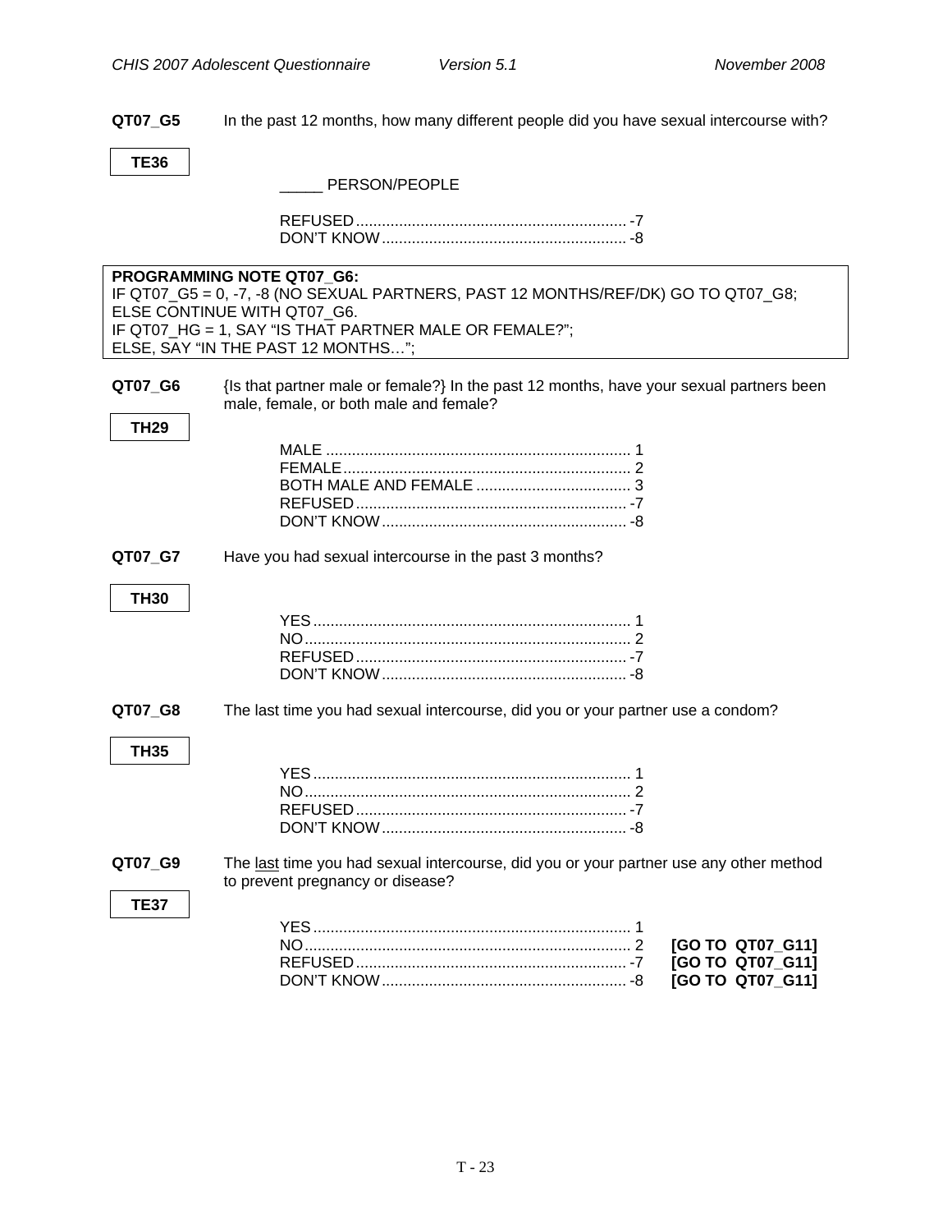**QT07_G5** In the past 12 months, how many different people did you have sexual intercourse with?

**TE36**

_____ PERSON/PEOPLE

REFUSED ............................................................... -7
DON'T KNOW ......................................................... -8

**PROGRAMMING NOTE QT07_G6:**
IF QT07_G5 = 0, -7, -8 (NO SEXUAL PARTNERS, PAST 12 MONTHS/REF/DK) GO TO QT07_G8;
ELSE CONTINUE WITH QT07_G6.
IF QT07_HG = 1, SAY "IS THAT PARTNER MALE OR FEMALE?";
ELSE, SAY "IN THE PAST 12 MONTHS…";

**QT07_G6** {Is that partner male or female?} In the past 12 months, have your sexual partners been male, female, or both male and female?

**TH29**

MALE ....................................................................... 1
FEMALE ................................................................... 2
BOTH MALE AND FEMALE .................................... 3
REFUSED ............................................................... -7
DON'T KNOW ......................................................... -8

**QT07_G7** Have you had sexual intercourse in the past 3 months?

**TH30**

YES .......................................................................... 1
NO ............................................................................ 2
REFUSED ............................................................... -7
DON'T KNOW ......................................................... -8

**QT07_G8** The last time you had sexual intercourse, did you or your partner use a condom?

**TH35**

YES .......................................................................... 1
NO ............................................................................ 2
REFUSED ............................................................... -7
DON'T KNOW ......................................................... -8

**QT07_G9** The last time you had sexual intercourse, did you or your partner use any other method to prevent pregnancy or disease?

**TE37**

YES .......................................................................... 1
NO ............................................................................ 2 **[GO TO QT07_G11]**
REFUSED ............................................................... -7 **[GO TO QT07_G11]**
DON'T KNOW ......................................................... -8 **[GO TO QT07_G11]**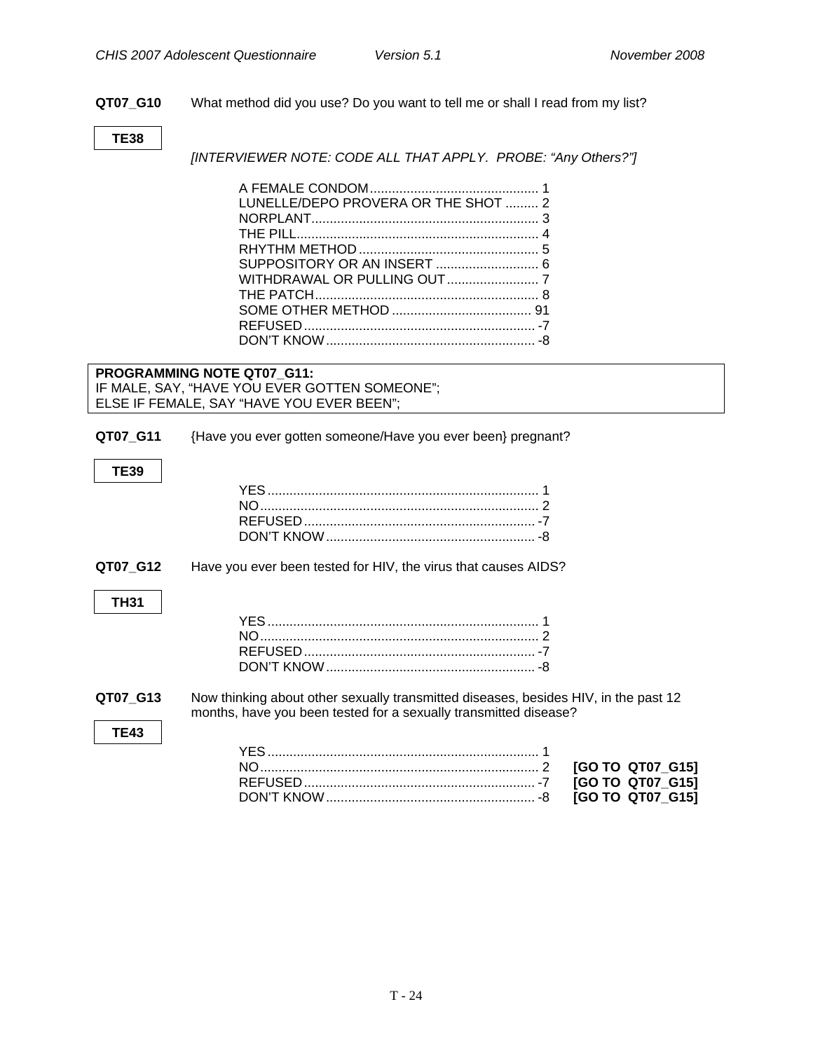**QT07_G10** What method did you use? Do you want to tell me or shall I read from my list?

**TE38**

*[INTERVIEWER NOTE: CODE ALL THAT APPLY. PROBE: "Any Others?"]*

| | |
|---|---|
| A FEMALE CONDOM | 1 |
| LUNELLE/DEPO PROVERA OR THE SHOT | 2 |
| NORPLANT | 3 |
| THE PILL | 4 |
| RHYTHM METHOD | 5 |
| SUPPOSITORY OR AN INSERT | 6 |
| WITHDRAWAL OR PULLING OUT | 7 |
| THE PATCH | 8 |
| SOME OTHER METHOD | 91 |
| REFUSED | -7 |
| DON'T KNOW | -8 |

**PROGRAMMING NOTE QT07_G11:**
IF MALE, SAY, "HAVE YOU EVER GOTTEN SOMEONE";
ELSE IF FEMALE, SAY "HAVE YOU EVER BEEN";

**QT07_G11** {Have you ever gotten someone/Have you ever been} pregnant?

**TE39**

| | |
|---|---|
| YES | 1 |
| NO | 2 |
| REFUSED | -7 |
| DON'T KNOW | -8 |

**QT07_G12** Have you ever been tested for HIV, the virus that causes AIDS?

**TH31**

| | |
|---|---|
| YES | 1 |
| NO | 2 |
| REFUSED | -7 |
| DON'T KNOW | -8 |

**QT07_G13** Now thinking about other sexually transmitted diseases, besides HIV, in the past 12 months, have you been tested for a sexually transmitted disease?

**TE43**

| | | |
|---|---|---|
| YES | 1 | |
| NO | 2 | **[GO TO QT07_G15]** |
| REFUSED | -7 | **[GO TO QT07_G15]** |
| DON'T KNOW | -8 | **[GO TO QT07_G15]** |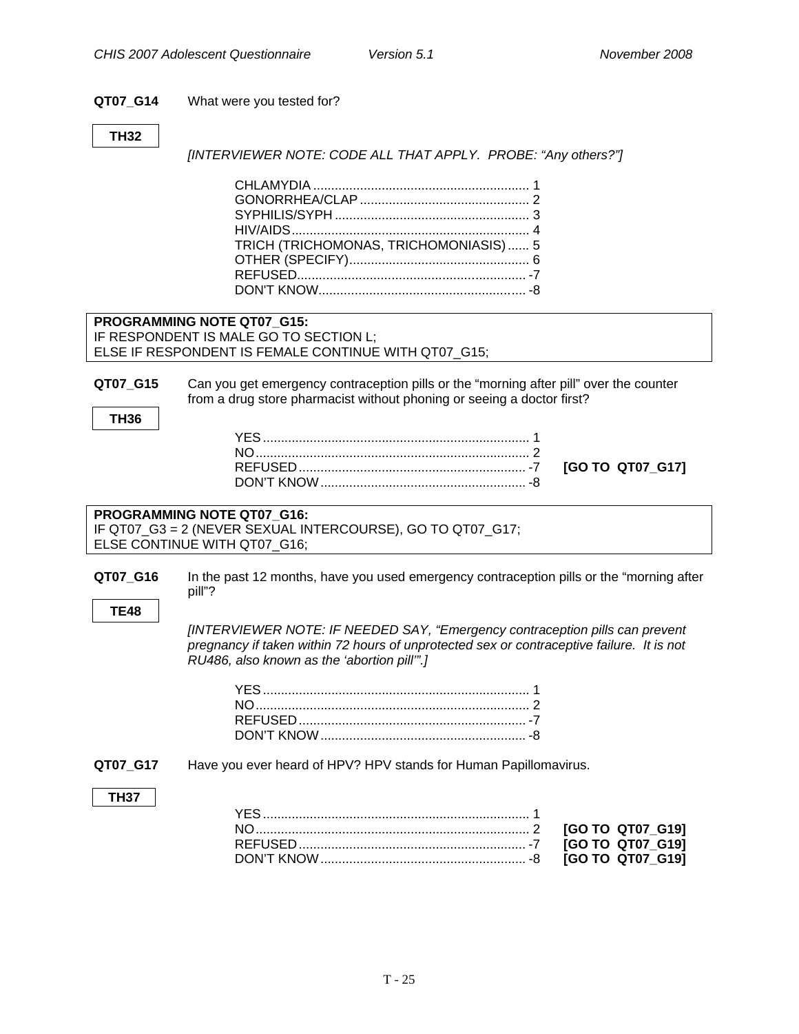**QT07_G14** What were you tested for?

**TH32**

*[INTERVIEWER NOTE: CODE ALL THAT APPLY. PROBE: "Any others?"]*

CHLAMYDIA ........................................................... 1
GONORRHEA/CLAP .............................................. 2
SYPHILIS/SYPH ...................................................... 3
HIV/AIDS................................................................. 4
TRICH (TRICHOMONAS, TRICHOMONIASIS) ...... 5
OTHER (SPECIFY).................................................. 6
REFUSED............................................................... -7
DON'T KNOW......................................................... -8

**PROGRAMMING NOTE QT07_G15:**
IF RESPONDENT IS MALE GO TO SECTION L;
ELSE IF RESPONDENT IS FEMALE CONTINUE WITH QT07_G15;

**QT07_G15** Can you get emergency contraception pills or the "morning after pill" over the counter from a drug store pharmacist without phoning or seeing a doctor first?

**TH36**

YES......................................................................... 1
NO........................................................................... 2
REFUSED............................................................... -7 **[GO TO QT07_G17]**
DON'T KNOW......................................................... -8

**PROGRAMMING NOTE QT07_G16:**
IF QT07_G3 = 2 (NEVER SEXUAL INTERCOURSE), GO TO QT07_G17;
ELSE CONTINUE WITH QT07_G16;

**QT07_G16** In the past 12 months, have you used emergency contraception pills or the "morning after pill"?

**TE48**

*[INTERVIEWER NOTE: IF NEEDED SAY, "Emergency contraception pills can prevent pregnancy if taken within 72 hours of unprotected sex or contraceptive failure. It is not RU486, also known as the 'abortion pill'".]*

YES......................................................................... 1
NO........................................................................... 2
REFUSED............................................................... -7
DON'T KNOW......................................................... -8

**QT07_G17** Have you ever heard of HPV? HPV stands for Human Papillomavirus.

**TH37**

YES......................................................................... 1
NO........................................................................... 2 **[GO TO QT07_G19]**
REFUSED............................................................... -7 **[GO TO QT07_G19]**
DON'T KNOW......................................................... -8 **[GO TO QT07_G19]**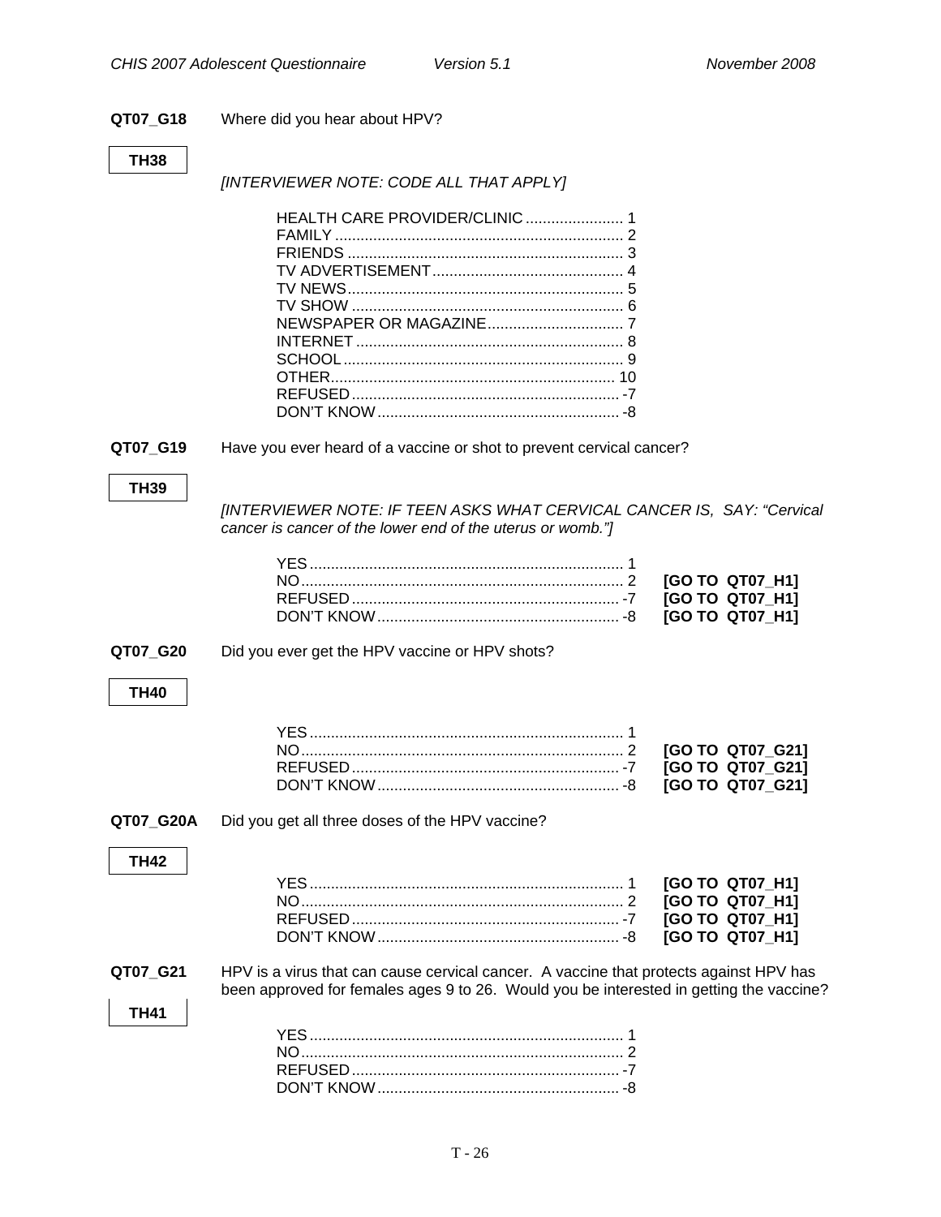**QT07_G18** Where did you hear about HPV?

**TH38**

*[INTERVIEWER NOTE: CODE ALL THAT APPLY]*

| | |
|---|---|
| HEALTH CARE PROVIDER/CLINIC | 1 |
| FAMILY | 2 |
| FRIENDS | 3 |
| TV ADVERTISEMENT | 4 |
| TV NEWS | 5 |
| TV SHOW | 6 |
| NEWSPAPER OR MAGAZINE | 7 |
| INTERNET | 8 |
| SCHOOL | 9 |
| OTHER | 10 |
| REFUSED | -7 |
| DON'T KNOW | -8 |

**QT07_G19** Have you ever heard of a vaccine or shot to prevent cervical cancer?

**TH39**

*[INTERVIEWER NOTE: IF TEEN ASKS WHAT CERVICAL CANCER IS, SAY: "Cervical cancer is cancer of the lower end of the uterus or womb."]*

| | | |
|---|---|---|
| YES | 1 | |
| NO | 2 | **[GO TO QT07_H1]** |
| REFUSED | -7 | **[GO TO QT07_H1]** |
| DON'T KNOW | -8 | **[GO TO QT07_H1]** |

**QT07_G20** Did you ever get the HPV vaccine or HPV shots?

**TH40**

| | | |
|---|---|---|
| YES | 1 | |
| NO | 2 | **[GO TO QT07_G21]** |
| REFUSED | -7 | **[GO TO QT07_G21]** |
| DON'T KNOW | -8 | **[GO TO QT07_G21]** |

**QT07_G20A** Did you get all three doses of the HPV vaccine?

**TH42**

| | | |
|---|---|---|
| YES | 1 | **[GO TO QT07_H1]** |
| NO | 2 | **[GO TO QT07_H1]** |
| REFUSED | -7 | **[GO TO QT07_H1]** |
| DON'T KNOW | -8 | **[GO TO QT07_H1]** |

**QT07_G21** HPV is a virus that can cause cervical cancer. A vaccine that protects against HPV has been approved for females ages 9 to 26. Would you be interested in getting the vaccine?

**TH41**

| | |
|---|---|
| YES | 1 |
| NO | 2 |
| REFUSED | -7 |
| DON'T KNOW | -8 |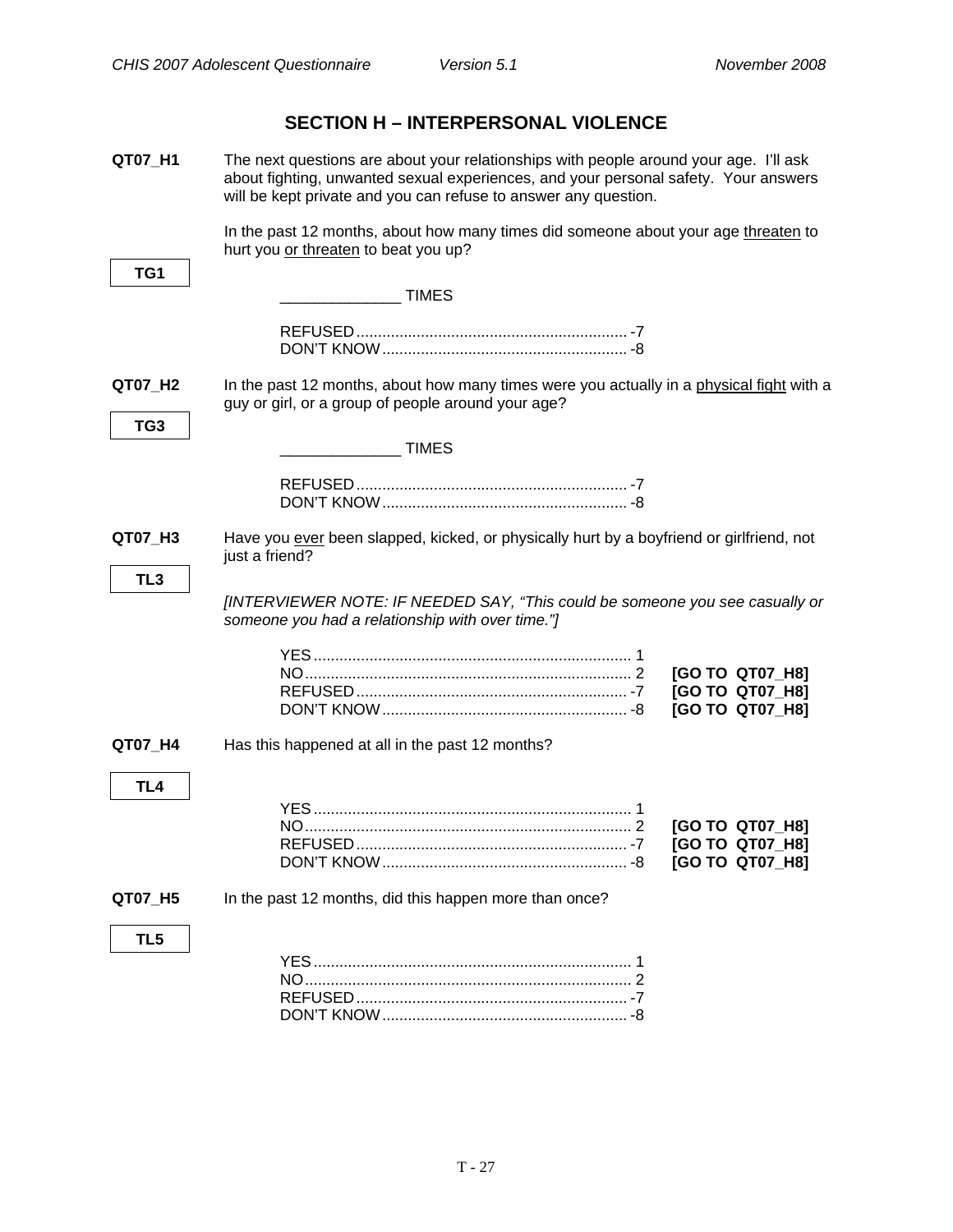## SECTION H – INTERPERSONAL VIOLENCE

**QT07_H1** The next questions are about your relationships with people around your age. I'll ask about fighting, unwanted sexual experiences, and your personal safety. Your answers will be kept private and you can refuse to answer any question.

In the past 12 months, about how many times did someone about your age threaten to hurt you or threaten to beat you up?

**TG1**

_____________ TIMES

REFUSED ............................................................ -7
DON'T KNOW ...................................................... -8

**QT07_H2** In the past 12 months, about how many times were you actually in a physical fight with a guy or girl, or a group of people around your age?

**TG3**

_____________ TIMES

REFUSED ............................................................ -7
DON'T KNOW ...................................................... -8

**QT07_H3** Have you ever been slapped, kicked, or physically hurt by a boyfriend or girlfriend, not just a friend?

**TL3**

*[INTERVIEWER NOTE: IF NEEDED SAY, "This could be someone you see casually or someone you had a relationship with over time."]*

YES ..................................................................... 1
NO ....................................................................... 2 **[GO TO QT07_H8]**
REFUSED ............................................................ -7 **[GO TO QT07_H8]**
DON'T KNOW ...................................................... -8 **[GO TO QT07_H8]**

**QT07_H4** Has this happened at all in the past 12 months?

**TL4**

YES ..................................................................... 1
NO ....................................................................... 2 **[GO TO QT07_H8]**
REFUSED ............................................................ -7 **[GO TO QT07_H8]**
DON'T KNOW ...................................................... -8 **[GO TO QT07_H8]**

**QT07_H5** In the past 12 months, did this happen more than once?

**TL5**

YES ..................................................................... 1
NO ....................................................................... 2
REFUSED ............................................................ -7
DON'T KNOW ...................................................... -8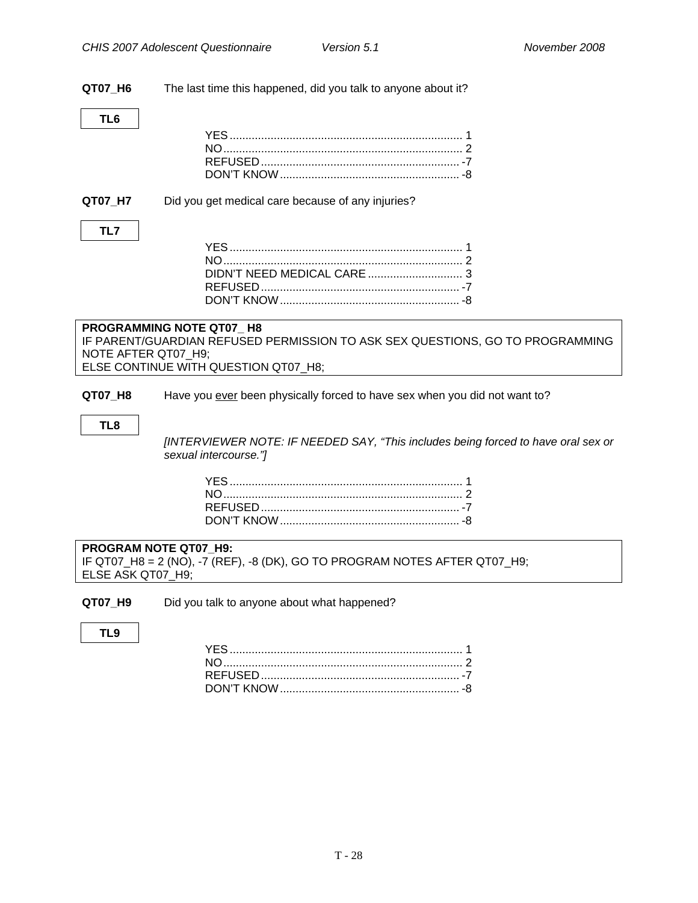**QT07_H6** The last time this happened, did you talk to anyone about it?

**TL6**

YES .......................................................................... 1
NO ............................................................................ 2
REFUSED ................................................................ -7
DON'T KNOW .......................................................... -8

**QT07_H7** Did you get medical care because of any injuries?

**TL7**

YES .......................................................................... 1
NO ............................................................................ 2
DIDN'T NEED MEDICAL CARE ............................... 3
REFUSED ................................................................ -7
DON'T KNOW .......................................................... -8

**PROGRAMMING NOTE QT07_ H8**
IF PARENT/GUARDIAN REFUSED PERMISSION TO ASK SEX QUESTIONS, GO TO PROGRAMMING NOTE AFTER QT07_H9;
ELSE CONTINUE WITH QUESTION QT07_H8;

**QT07_H8** Have you <u>ever</u> been physically forced to have sex when you did not want to?

**TL8**

*[INTERVIEWER NOTE: IF NEEDED SAY, "This includes being forced to have oral sex or sexual intercourse."]*

YES .......................................................................... 1
NO ............................................................................ 2
REFUSED ................................................................ -7
DON'T KNOW .......................................................... -8

**PROGRAM NOTE QT07_H9:**
IF QT07_H8 = 2 (NO), -7 (REF), -8 (DK), GO TO PROGRAM NOTES AFTER QT07_H9;
ELSE ASK QT07_H9;

**QT07_H9** Did you talk to anyone about what happened?

**TL9**

YES .......................................................................... 1
NO ............................................................................ 2
REFUSED ................................................................ -7
DON'T KNOW .......................................................... -8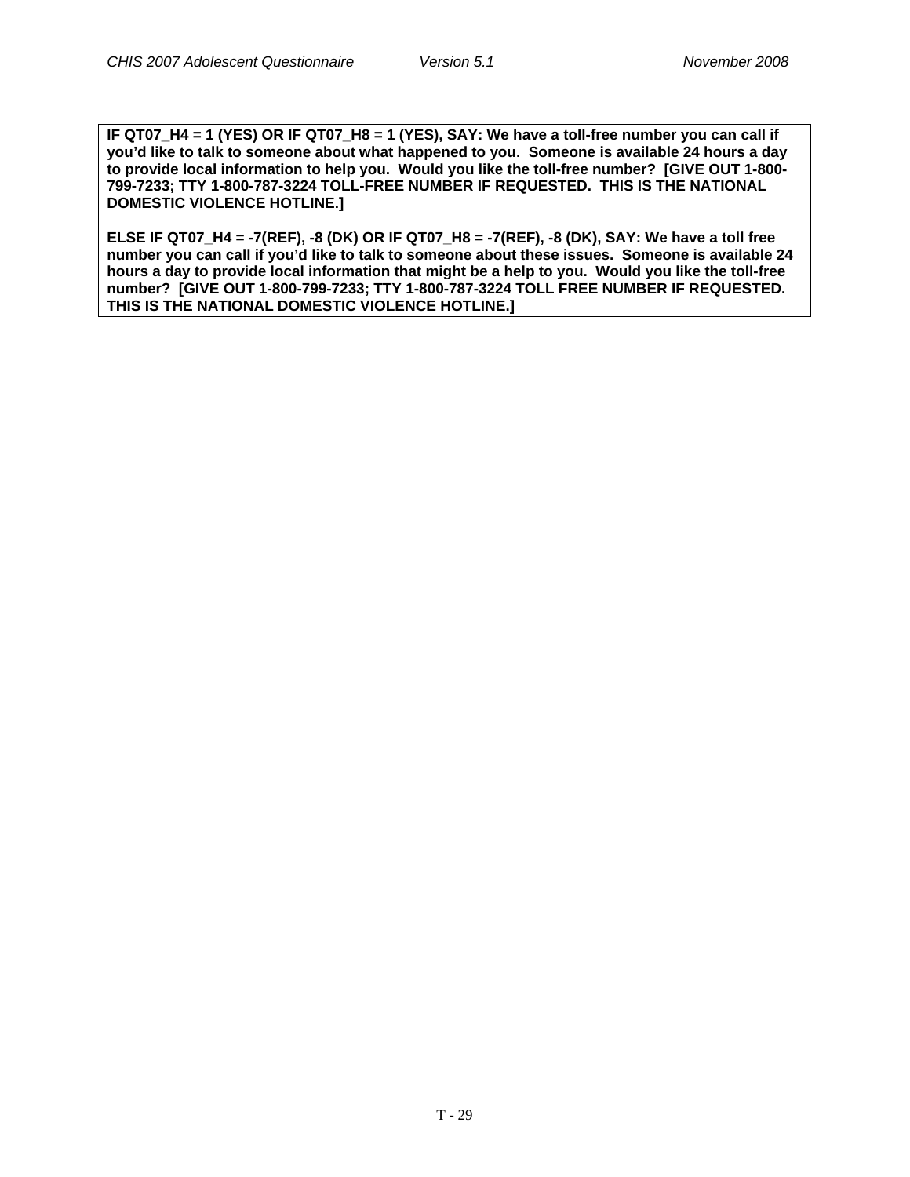**IF QT07_H4 = 1 (YES) OR IF QT07_H8 = 1 (YES), SAY: We have a toll-free number you can call if you'd like to talk to someone about what happened to you. Someone is available 24 hours a day to provide local information to help you. Would you like the toll-free number? [GIVE OUT 1-800-799-7233; TTY 1-800-787-3224 TOLL-FREE NUMBER IF REQUESTED. THIS IS THE NATIONAL DOMESTIC VIOLENCE HOTLINE.]**

**ELSE IF QT07_H4 = -7(REF), -8 (DK) OR IF QT07_H8 = -7(REF), -8 (DK), SAY: We have a toll free number you can call if you'd like to talk to someone about these issues. Someone is available 24 hours a day to provide local information that might be a help to you. Would you like the toll-free number? [GIVE OUT 1-800-799-7233; TTY 1-800-787-3224 TOLL FREE NUMBER IF REQUESTED. THIS IS THE NATIONAL DOMESTIC VIOLENCE HOTLINE.]**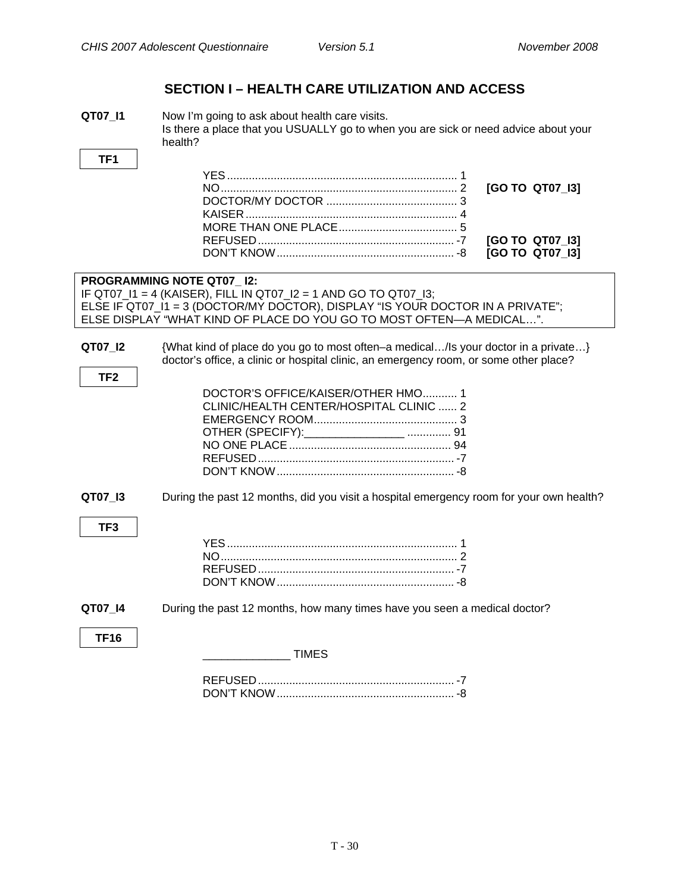## SECTION I – HEALTH CARE UTILIZATION AND ACCESS

**QT07_I1** Now I'm going to ask about health care visits.
Is there a place that you USUALLY go to when you are sick or need advice about your health?

**TF1**

- YES ........................................................................ 1
- NO .......................................................................... 2 **[GO TO QT07_I3]**
- DOCTOR/MY DOCTOR ........................................... 3
- KAISER ................................................................... 4
- MORE THAN ONE PLACE ....................................... 5
- REFUSED ................................................................ -7 **[GO TO QT07_I3]**
- DON'T KNOW .......................................................... -8 **[GO TO QT07_I3]**

> **PROGRAMMING NOTE QT07_ I2:**
> IF QT07_I1 = 4 (KAISER), FILL IN QT07_I2 = 1 AND GO TO QT07_I3;
> ELSE IF QT07_I1 = 3 (DOCTOR/MY DOCTOR), DISPLAY "IS YOUR DOCTOR IN A PRIVATE";
> ELSE DISPLAY "WHAT KIND OF PLACE DO YOU GO TO MOST OFTEN—A MEDICAL…".

**QT07_I2** {What kind of place do you go to most often–a medical…/Is your doctor in a private…} doctor's office, a clinic or hospital clinic, an emergency room, or some other place?

**TF2**

- DOCTOR'S OFFICE/KAISER/OTHER HMO ........... 1
- CLINIC/HEALTH CENTER/HOSPITAL CLINIC ...... 2
- EMERGENCY ROOM .............................................. 3
- OTHER (SPECIFY):________________ .............. 91
- NO ONE PLACE .................................................... 94
- REFUSED ............................................................... -7
- DON'T KNOW ......................................................... -8

**QT07_I3** During the past 12 months, did you visit a hospital emergency room for your own health?

**TF3**

- YES ........................................................................ 1
- NO .......................................................................... 2
- REFUSED ............................................................... -7
- DON'T KNOW ......................................................... -8

**QT07_I4** During the past 12 months, how many times have you seen a medical doctor?

**TF16**

______________ TIMES

- REFUSED ............................................................... -7
- DON'T KNOW ......................................................... -8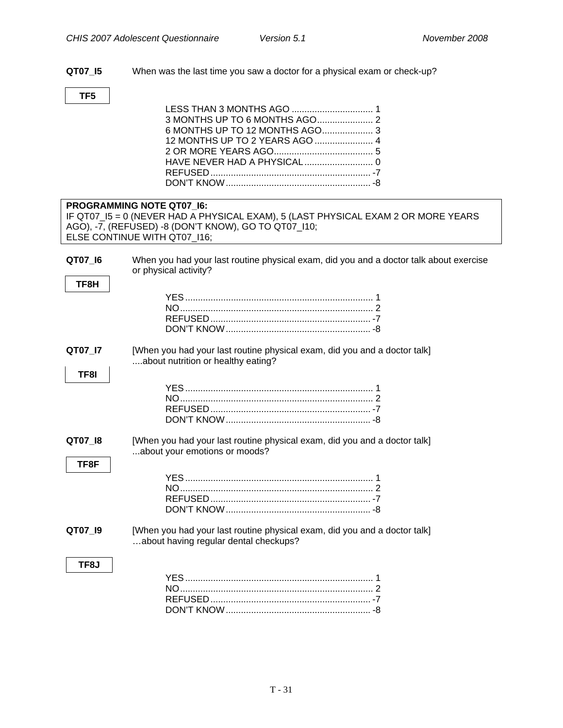**QT07_I5** When was the last time you saw a doctor for a physical exam or check-up?

**TF5**

LESS THAN 3 MONTHS AGO ................................ 1
3 MONTHS UP TO 6 MONTHS AGO...................... 2
6 MONTHS UP TO 12 MONTHS AGO.................... 3
12 MONTHS UP TO 2 YEARS AGO ....................... 4
2 OR MORE YEARS AGO....................................... 5
HAVE NEVER HAD A PHYSICAL........................... 0
REFUSED............................................................... -7
DON'T KNOW......................................................... -8

**PROGRAMMING NOTE QT07_I6:**
IF QT07_I5 = 0 (NEVER HAD A PHYSICAL EXAM), 5 (LAST PHYSICAL EXAM 2 OR MORE YEARS AGO), -7, (REFUSED) -8 (DON'T KNOW), GO TO QT07_I10;
ELSE CONTINUE WITH QT07_I16;

**QT07_I6** When you had your last routine physical exam, did you and a doctor talk about exercise or physical activity?

**TF8H**

YES.......................................................................... 1
NO............................................................................ 2
REFUSED............................................................... -7
DON'T KNOW......................................................... -8

**QT07_I7** [When you had your last routine physical exam, did you and a doctor talk] ....about nutrition or healthy eating?

**TF8I**

YES.......................................................................... 1
NO............................................................................ 2
REFUSED............................................................... -7
DON'T KNOW......................................................... -8

**QT07_I8** [When you had your last routine physical exam, did you and a doctor talk] ...about your emotions or moods?

**TF8F**

YES.......................................................................... 1
NO............................................................................ 2
REFUSED............................................................... -7
DON'T KNOW......................................................... -8

**QT07_I9** [When you had your last routine physical exam, did you and a doctor talk] …about having regular dental checkups?

**TF8J**

YES.......................................................................... 1
NO............................................................................ 2
REFUSED............................................................... -7
DON'T KNOW......................................................... -8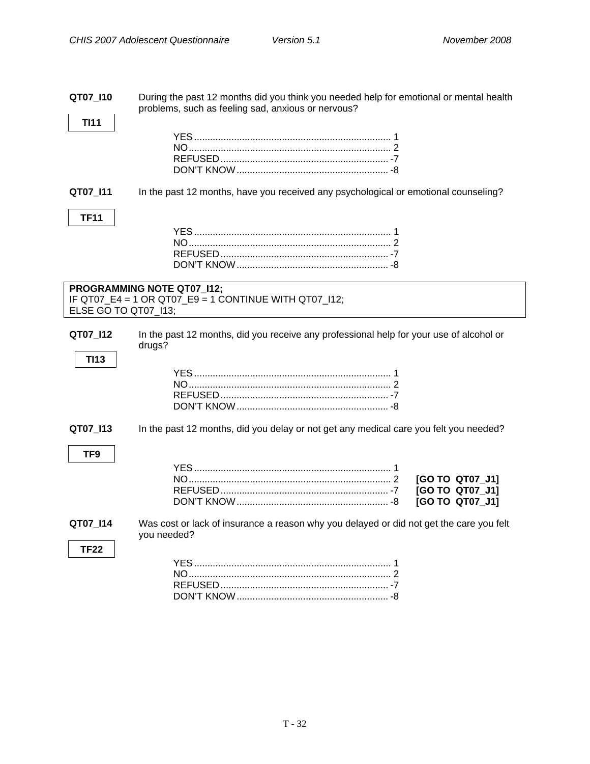**QT07_I10** During the past 12 months did you think you needed help for emotional or mental health problems, such as feeling sad, anxious or nervous?

**TI11**

YES........................................................................ 1
NO.......................................................................... 2
REFUSED.............................................................. -7
DON'T KNOW........................................................ -8

**QT07_I11** In the past 12 months, have you received any psychological or emotional counseling?

**TF11**

YES........................................................................ 1
NO.......................................................................... 2
REFUSED.............................................................. -7
DON'T KNOW........................................................ -8

**PROGRAMMING NOTE QT07_I12;**
IF QT07_E4 = 1 OR QT07_E9 = 1 CONTINUE WITH QT07_I12;
ELSE GO TO QT07_I13;

**QT07_I12** In the past 12 months, did you receive any professional help for your use of alcohol or drugs?

**TI13**

YES........................................................................ 1
NO.......................................................................... 2
REFUSED.............................................................. -7
DON'T KNOW........................................................ -8

**QT07_I13** In the past 12 months, did you delay or not get any medical care you felt you needed?

**TF9**

YES........................................................................ 1
NO.......................................................................... 2 **[GO TO QT07_J1]**
REFUSED.............................................................. -7 **[GO TO QT07_J1]**
DON'T KNOW........................................................ -8 **[GO TO QT07_J1]**

**QT07_I14** Was cost or lack of insurance a reason why you delayed or did not get the care you felt you needed?

**TF22**

YES........................................................................ 1
NO.......................................................................... 2
REFUSED.............................................................. -7
DON'T KNOW........................................................ -8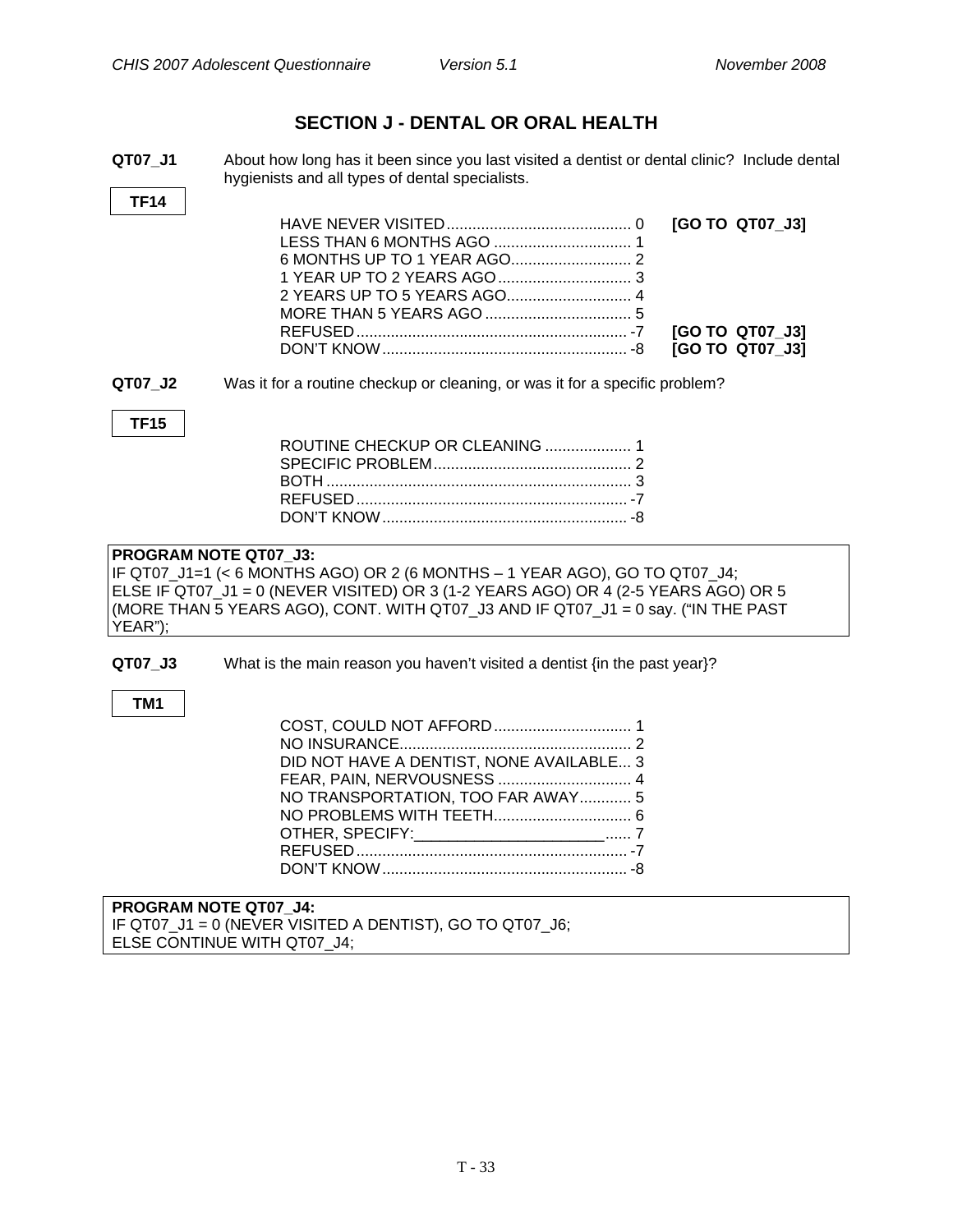## SECTION J - DENTAL OR ORAL HEALTH

**QT07_J1** About how long has it been since you last visited a dentist or dental clinic? Include dental hygienists and all types of dental specialists.

**TF14**

| | | |
|---|---|---|
| HAVE NEVER VISITED | 0 | **[GO TO QT07_J3]** |
| LESS THAN 6 MONTHS AGO | 1 | |
| 6 MONTHS UP TO 1 YEAR AGO | 2 | |
| 1 YEAR UP TO 2 YEARS AGO | 3 | |
| 2 YEARS UP TO 5 YEARS AGO | 4 | |
| MORE THAN 5 YEARS AGO | 5 | |
| REFUSED | -7 | **[GO TO QT07_J3]** |
| DON'T KNOW | -8 | **[GO TO QT07_J3]** |

**QT07_J2** Was it for a routine checkup or cleaning, or was it for a specific problem?

**TF15**

| | |
|---|---|
| ROUTINE CHECKUP OR CLEANING | 1 |
| SPECIFIC PROBLEM | 2 |
| BOTH | 3 |
| REFUSED | -7 |
| DON'T KNOW | -8 |

**PROGRAM NOTE QT07_J3:**
IF QT07_J1=1 (< 6 MONTHS AGO) OR 2 (6 MONTHS – 1 YEAR AGO), GO TO QT07_J4;
ELSE IF QT07_J1 = 0 (NEVER VISITED) OR 3 (1-2 YEARS AGO) OR 4 (2-5 YEARS AGO) OR 5 (MORE THAN 5 YEARS AGO), CONT. WITH QT07_J3 AND IF QT07_J1 = 0 say. ("IN THE PAST YEAR");

**QT07_J3** What is the main reason you haven't visited a dentist {in the past year}?

**TM1**

| | |
|---|---|
| COST, COULD NOT AFFORD | 1 |
| NO INSURANCE | 2 |
| DID NOT HAVE A DENTIST, NONE AVAILABLE | 3 |
| FEAR, PAIN, NERVOUSNESS | 4 |
| NO TRANSPORTATION, TOO FAR AWAY | 5 |
| NO PROBLEMS WITH TEETH | 6 |
| OTHER, SPECIFY:______________________ | 7 |
| REFUSED | -7 |
| DON'T KNOW | -8 |

**PROGRAM NOTE QT07_J4:**
IF QT07_J1 = 0 (NEVER VISITED A DENTIST), GO TO QT07_J6;
ELSE CONTINUE WITH QT07_J4;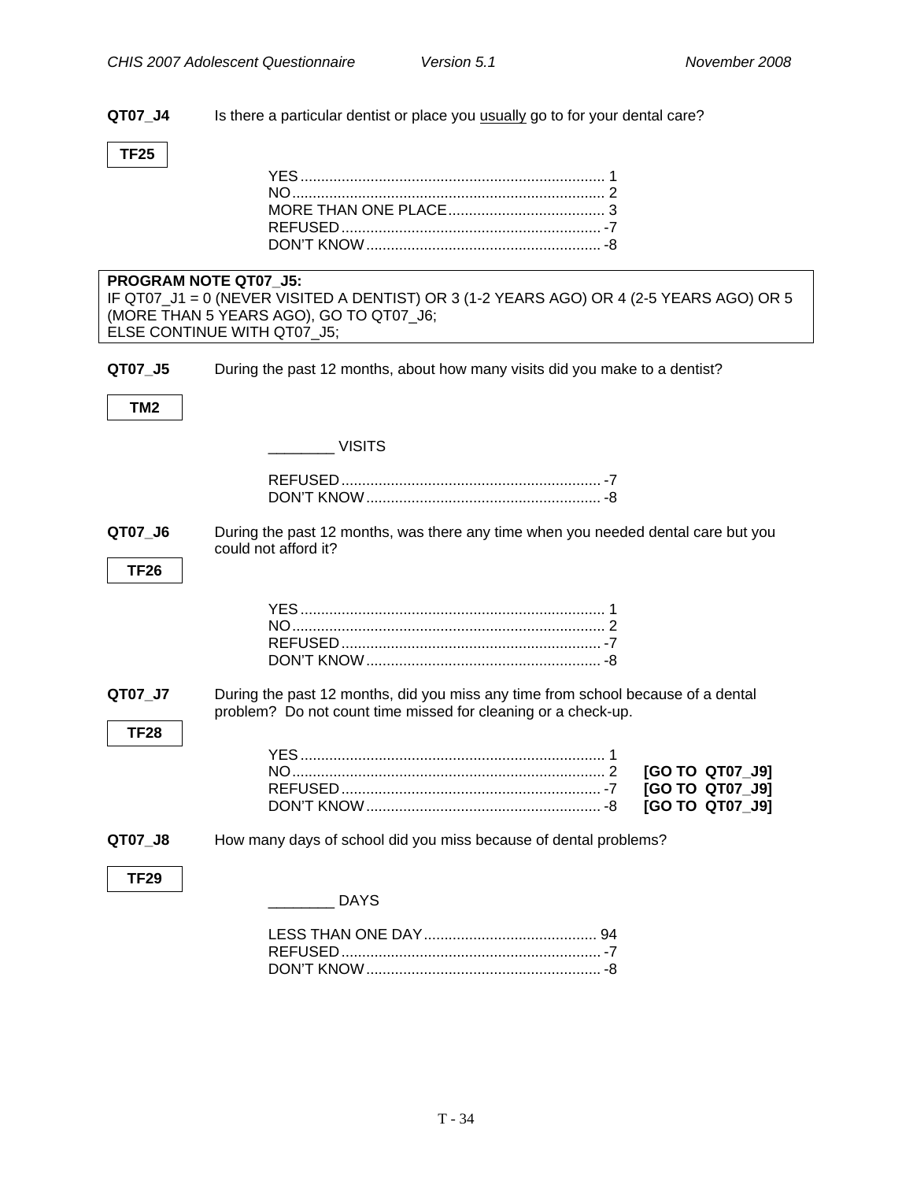**QT07_J4** Is there a particular dentist or place you usually go to for your dental care?

**TF25**

YES .......................................................................... 1
NO ............................................................................ 2
MORE THAN ONE PLACE ...................................... 3
REFUSED ................................................................ -7
DON'T KNOW .......................................................... -8

**PROGRAM NOTE QT07_J5:**
IF QT07_J1 = 0 (NEVER VISITED A DENTIST) OR 3 (1-2 YEARS AGO) OR 4 (2-5 YEARS AGO) OR 5 (MORE THAN 5 YEARS AGO), GO TO QT07_J6;
ELSE CONTINUE WITH QT07_J5;

**QT07_J5** During the past 12 months, about how many visits did you make to a dentist?

**TM2**

________ VISITS

REFUSED ................................................................ -7
DON'T KNOW .......................................................... -8

**QT07_J6** During the past 12 months, was there any time when you needed dental care but you could not afford it?

**TF26**

YES .......................................................................... 1
NO ............................................................................ 2
REFUSED ................................................................ -7
DON'T KNOW .......................................................... -8

**QT07_J7** During the past 12 months, did you miss any time from school because of a dental problem? Do not count time missed for cleaning or a check-up.

**TF28**

YES .......................................................................... 1
NO ............................................................................ 2 **[GO TO QT07_J9]**
REFUSED ................................................................ -7 **[GO TO QT07_J9]**
DON'T KNOW .......................................................... -8 **[GO TO QT07_J9]**

**QT07_J8** How many days of school did you miss because of dental problems?

**TF29**

________ DAYS

LESS THAN ONE DAY ........................................... 94
REFUSED ................................................................ -7
DON'T KNOW .......................................................... -8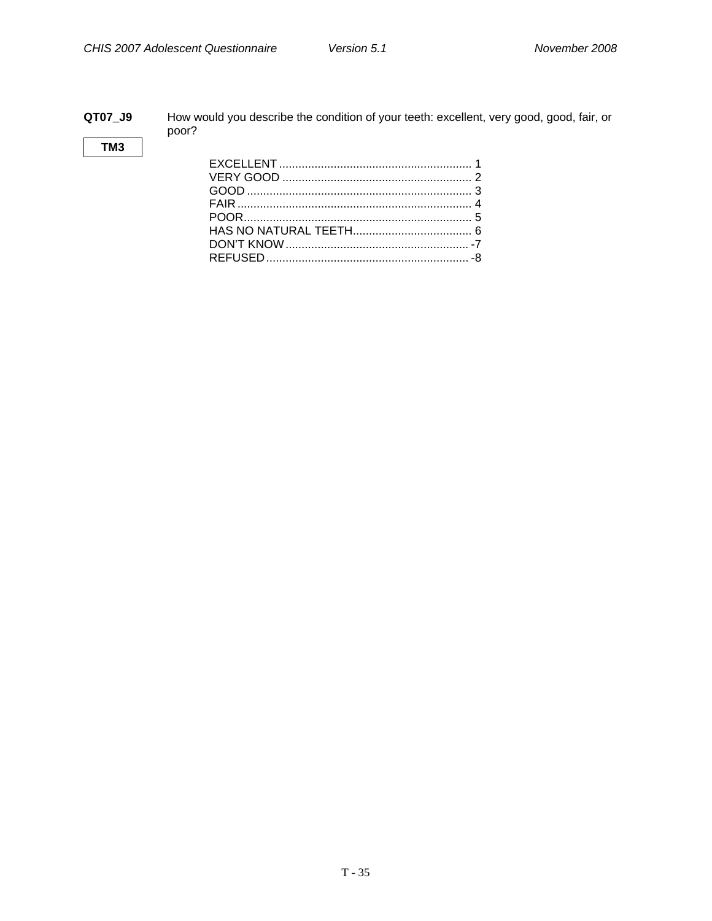**QT07_J9** How would you describe the condition of your teeth: excellent, very good, good, fair, or poor?

**TM3**

EXCELLENT ............................................................ 1
VERY GOOD ........................................................... 2
GOOD ...................................................................... 3
FAIR ......................................................................... 4
POOR....................................................................... 5
HAS NO NATURAL TEETH..................................... 6
DON'T KNOW......................................................... -7
REFUSED ............................................................... -8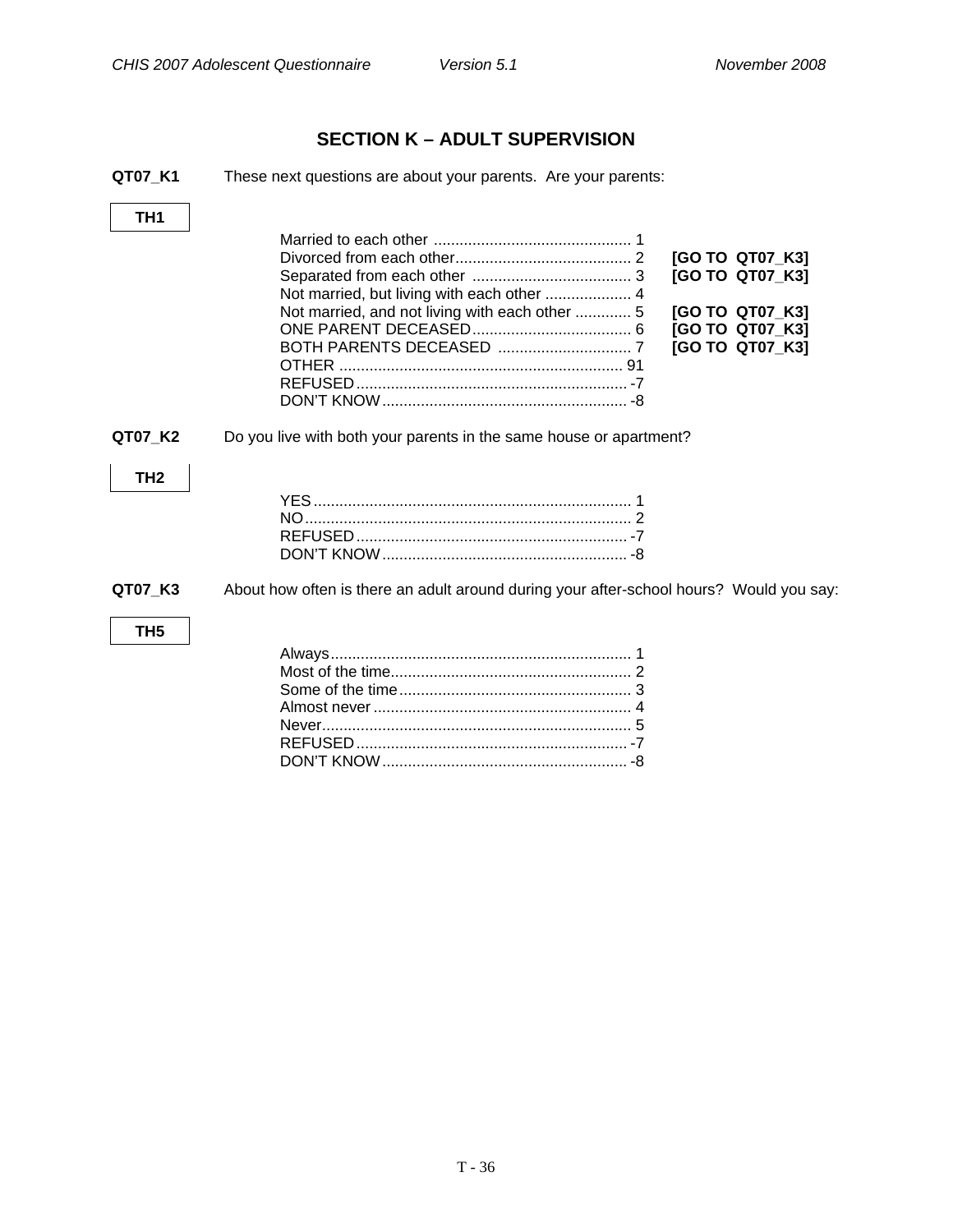## SECTION K – ADULT SUPERVISION

**QT07_K1** These next questions are about your parents. Are your parents:

**TH1**

| | | |
|---|---|---|
| Married to each other | 1 | |
| Divorced from each other | 2 | **[GO TO QT07_K3]** |
| Separated from each other | 3 | **[GO TO QT07_K3]** |
| Not married, but living with each other | 4 | |
| Not married, and not living with each other | 5 | **[GO TO QT07_K3]** |
| ONE PARENT DECEASED | 6 | **[GO TO QT07_K3]** |
| BOTH PARENTS DECEASED | 7 | **[GO TO QT07_K3]** |
| OTHER | 91 | |
| REFUSED | -7 | |
| DON'T KNOW | -8 | |

**QT07_K2** Do you live with both your parents in the same house or apartment?

**TH2**

| | |
|---|---|
| YES | 1 |
| NO | 2 |
| REFUSED | -7 |
| DON'T KNOW | -8 |

**QT07_K3** About how often is there an adult around during your after-school hours? Would you say:

**TH5**

| | |
|---|---|
| Always | 1 |
| Most of the time | 2 |
| Some of the time | 3 |
| Almost never | 4 |
| Never | 5 |
| REFUSED | -7 |
| DON'T KNOW | -8 |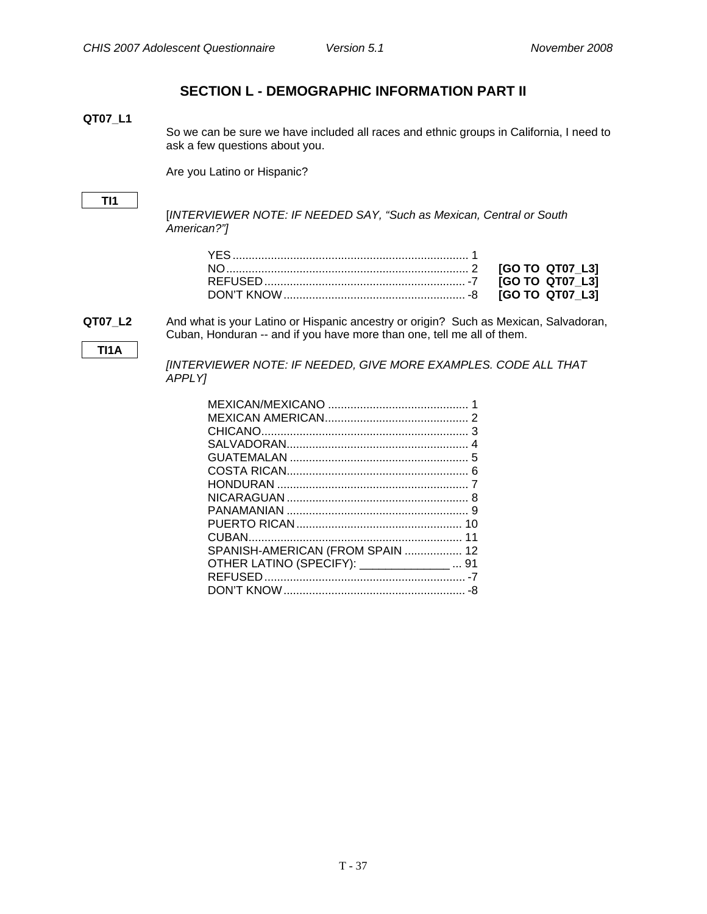## SECTION L - DEMOGRAPHIC INFORMATION PART II

**QT07_L1**

So we can be sure we have included all races and ethnic groups in California, I need to ask a few questions about you.

Are you Latino or Hispanic?

**TI1**

[*INTERVIEWER NOTE: IF NEEDED SAY, "Such as Mexican, Central or South American?"]*

| | | |
|---|---|---|
| YES | 1 | |
| NO | 2 | **[GO TO QT07_L3]** |
| REFUSED | -7 | **[GO TO QT07_L3]** |
| DON'T KNOW | -8 | **[GO TO QT07_L3]** |

**QT07_L2**

And what is your Latino or Hispanic ancestry or origin? Such as Mexican, Salvadoran, Cuban, Honduran -- and if you have more than one, tell me all of them.

**TI1A**

*[INTERVIEWER NOTE: IF NEEDED, GIVE MORE EXAMPLES. CODE ALL THAT APPLY]*

| | |
|---|---|
| MEXICAN/MEXICANO | 1 |
| MEXICAN AMERICAN | 2 |
| CHICANO | 3 |
| SALVADORAN | 4 |
| GUATEMALAN | 5 |
| COSTA RICAN | 6 |
| HONDURAN | 7 |
| NICARAGUAN | 8 |
| PANAMANIAN | 9 |
| PUERTO RICAN | 10 |
| CUBAN | 11 |
| SPANISH-AMERICAN (FROM SPAIN | 12 |
| OTHER LATINO (SPECIFY): ______________ | 91 |
| REFUSED | -7 |
| DON'T KNOW | -8 |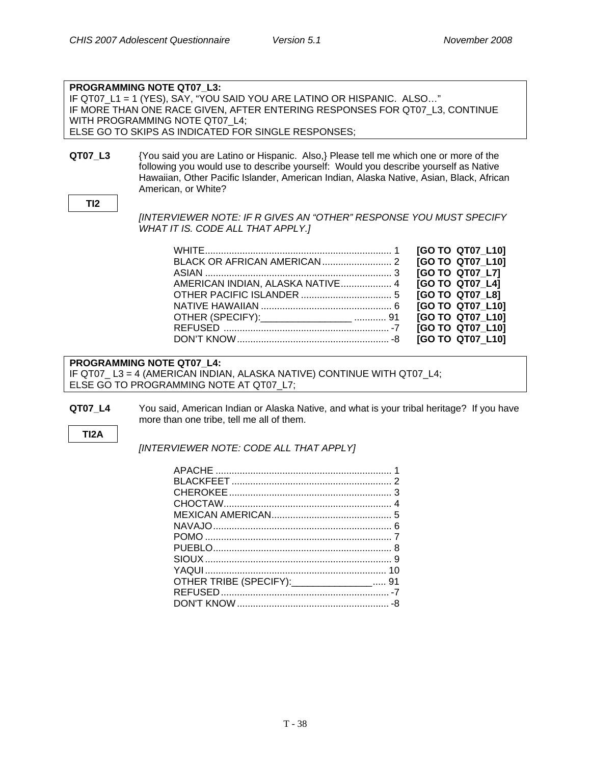**PROGRAMMING NOTE QT07_L3:**
IF QT07_L1 = 1 (YES), SAY, "YOU SAID YOU ARE LATINO OR HISPANIC. ALSO…"
IF MORE THAN ONE RACE GIVEN, AFTER ENTERING RESPONSES FOR QT07_L3, CONTINUE WITH PROGRAMMING NOTE QT07_L4;
ELSE GO TO SKIPS AS INDICATED FOR SINGLE RESPONSES;

**QT07_L3** {You said you are Latino or Hispanic. Also,} Please tell me which one or more of the following you would use to describe yourself: Would you describe yourself as Native Hawaiian, Other Pacific Islander, American Indian, Alaska Native, Asian, Black, African American, or White?

**TI2**

*[INTERVIEWER NOTE: IF R GIVES AN "OTHER" RESPONSE YOU MUST SPECIFY WHAT IT IS. CODE ALL THAT APPLY.]*

| | | |
|---|---|---|
| WHITE | 1 | **[GO TO QT07_L10]** |
| BLACK OR AFRICAN AMERICAN | 2 | **[GO TO QT07_L10]** |
| ASIAN | 3 | **[GO TO QT07_L7]** |
| AMERICAN INDIAN, ALASKA NATIVE | 4 | **[GO TO QT07_L4]** |
| OTHER PACIFIC ISLANDER | 5 | **[GO TO QT07_L8]** |
| NATIVE HAWAIIAN | 6 | **[GO TO QT07_L10]** |
| OTHER (SPECIFY):_________________ | 91 | **[GO TO QT07_L10]** |
| REFUSED | -7 | **[GO TO QT07_L10]** |
| DON'T KNOW | -8 | **[GO TO QT07_L10]** |

**PROGRAMMING NOTE QT07_L4:**
IF QT07_ L3 = 4 (AMERICAN INDIAN, ALASKA NATIVE) CONTINUE WITH QT07_L4;
ELSE GO TO PROGRAMMING NOTE AT QT07_L7;

**QT07_L4** You said, American Indian or Alaska Native, and what is your tribal heritage? If you have more than one tribe, tell me all of them.

**TI2A**

*[INTERVIEWER NOTE: CODE ALL THAT APPLY]*

| | |
|---|---|
| APACHE | 1 |
| BLACKFEET | 2 |
| CHEROKEE | 3 |
| CHOCTAW | 4 |
| MEXICAN AMERICAN | 5 |
| NAVAJO | 6 |
| POMO | 7 |
| PUEBLO | 8 |
| SIOUX | 9 |
| YAQUI | 10 |
| OTHER TRIBE (SPECIFY):_______________ | 91 |
| REFUSED | -7 |
| DON'T KNOW | -8 |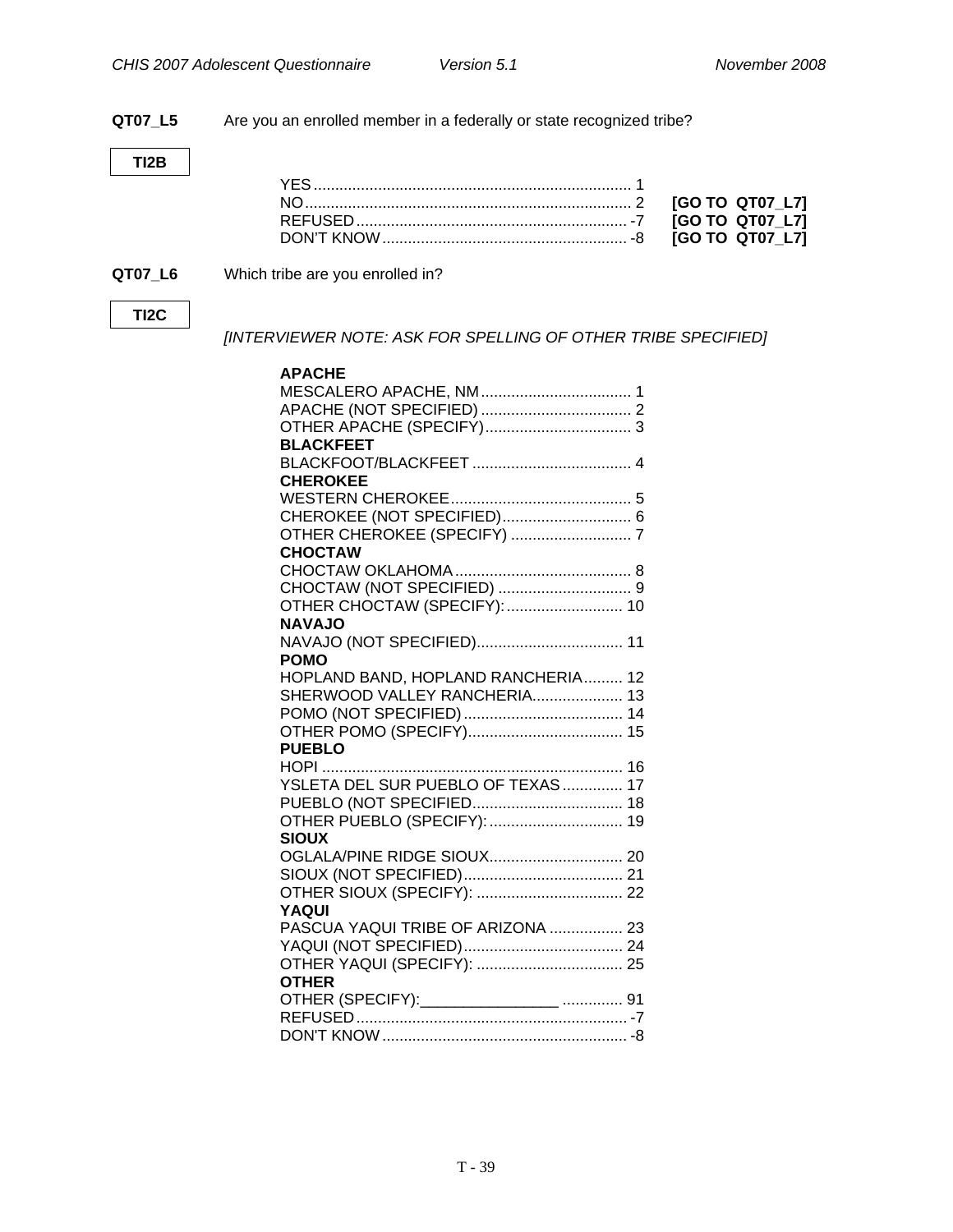**QT07_L5** Are you an enrolled member in a federally or state recognized tribe?

**TI2B**

| | | |
|---|---|---|
| YES | 1 | |
| NO | 2 | **[GO TO QT07_L7]** |
| REFUSED | -7 | **[GO TO QT07_L7]** |
| DON'T KNOW | -8 | **[GO TO QT07_L7]** |

**QT07_L6** Which tribe are you enrolled in?

**TI2C**

*[INTERVIEWER NOTE: ASK FOR SPELLING OF OTHER TRIBE SPECIFIED]*

| | |
|---|---|
| **APACHE** | |
| MESCALERO APACHE, NM | 1 |
| APACHE (NOT SPECIFIED) | 2 |
| OTHER APACHE (SPECIFY) | 3 |
| **BLACKFEET** | |
| BLACKFOOT/BLACKFEET | 4 |
| **CHEROKEE** | |
| WESTERN CHEROKEE | 5 |
| CHEROKEE (NOT SPECIFIED) | 6 |
| OTHER CHEROKEE (SPECIFY) | 7 |
| **CHOCTAW** | |
| CHOCTAW OKLAHOMA | 8 |
| CHOCTAW (NOT SPECIFIED) | 9 |
| OTHER CHOCTAW (SPECIFY): | 10 |
| **NAVAJO** | |
| NAVAJO (NOT SPECIFIED) | 11 |
| **POMO** | |
| HOPLAND BAND, HOPLAND RANCHERIA | 12 |
| SHERWOOD VALLEY RANCHERIA | 13 |
| POMO (NOT SPECIFIED) | 14 |
| OTHER POMO (SPECIFY) | 15 |
| **PUEBLO** | |
| HOPI | 16 |
| YSLETA DEL SUR PUEBLO OF TEXAS | 17 |
| PUEBLO (NOT SPECIFIED | 18 |
| OTHER PUEBLO (SPECIFY): | 19 |
| **SIOUX** | |
| OGLALA/PINE RIDGE SIOUX | 20 |
| SIOUX (NOT SPECIFIED) | 21 |
| OTHER SIOUX (SPECIFY): | 22 |
| **YAQUI** | |
| PASCUA YAQUI TRIBE OF ARIZONA | 23 |
| YAQUI (NOT SPECIFIED) | 24 |
| OTHER YAQUI (SPECIFY): | 25 |
| **OTHER** | |
| OTHER (SPECIFY):________________ | 91 |
| REFUSED | -7 |
| DON'T KNOW | -8 |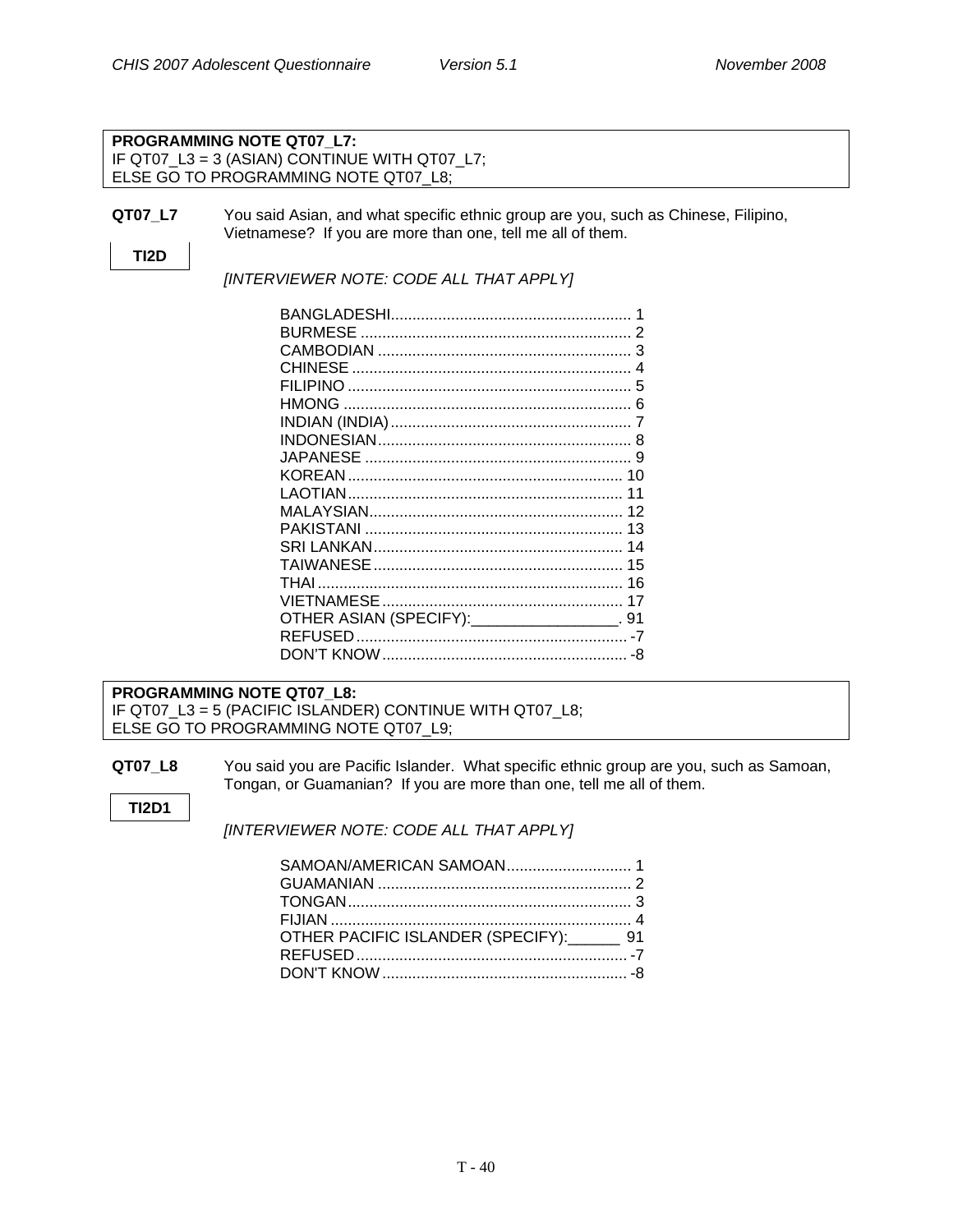**PROGRAMMING NOTE QT07_L7:**
IF QT07_L3 = 3 (ASIAN) CONTINUE WITH QT07_L7;
ELSE GO TO PROGRAMMING NOTE QT07_L8;

**QT07_L7** You said Asian, and what specific ethnic group are you, such as Chinese, Filipino, Vietnamese? If you are more than one, tell me all of them.

**TI2D**

*[INTERVIEWER NOTE: CODE ALL THAT APPLY]*

BANGLADESHI........................................................ 1
BURMESE ............................................................... 2
CAMBODIAN ........................................................... 3
CHINESE ................................................................ 4
FILIPINO ................................................................. 5
HMONG .................................................................. 6
INDIAN (INDIA)....................................................... 7
INDONESIAN.......................................................... 8
JAPANESE ............................................................. 9
KOREAN ............................................................... 10
LAOTIAN ............................................................... 11
MALAYSIAN.......................................................... 12
PAKISTANI ........................................................... 13
SRI LANKAN......................................................... 14
TAIWANESE ......................................................... 15
THAI ...................................................................... 16
VIETNAMESE ....................................................... 17
OTHER ASIAN (SPECIFY):_________________. 91
REFUSED .............................................................. -7
DON'T KNOW ........................................................ -8

**PROGRAMMING NOTE QT07_L8:**
IF QT07_L3 = 5 (PACIFIC ISLANDER) CONTINUE WITH QT07_L8;
ELSE GO TO PROGRAMMING NOTE QT07_L9;

**QT07_L8** You said you are Pacific Islander. What specific ethnic group are you, such as Samoan, Tongan, or Guamanian? If you are more than one, tell me all of them.

**TI2D1**

*[INTERVIEWER NOTE: CODE ALL THAT APPLY]*

SAMOAN/AMERICAN SAMOAN............................. 1
GUAMANIAN .......................................................... 2
TONGAN................................................................. 3
FIJIAN ..................................................................... 4
OTHER PACIFIC ISLANDER (SPECIFY):______ 91
REFUSED .............................................................. -7
DON'T KNOW ........................................................ -8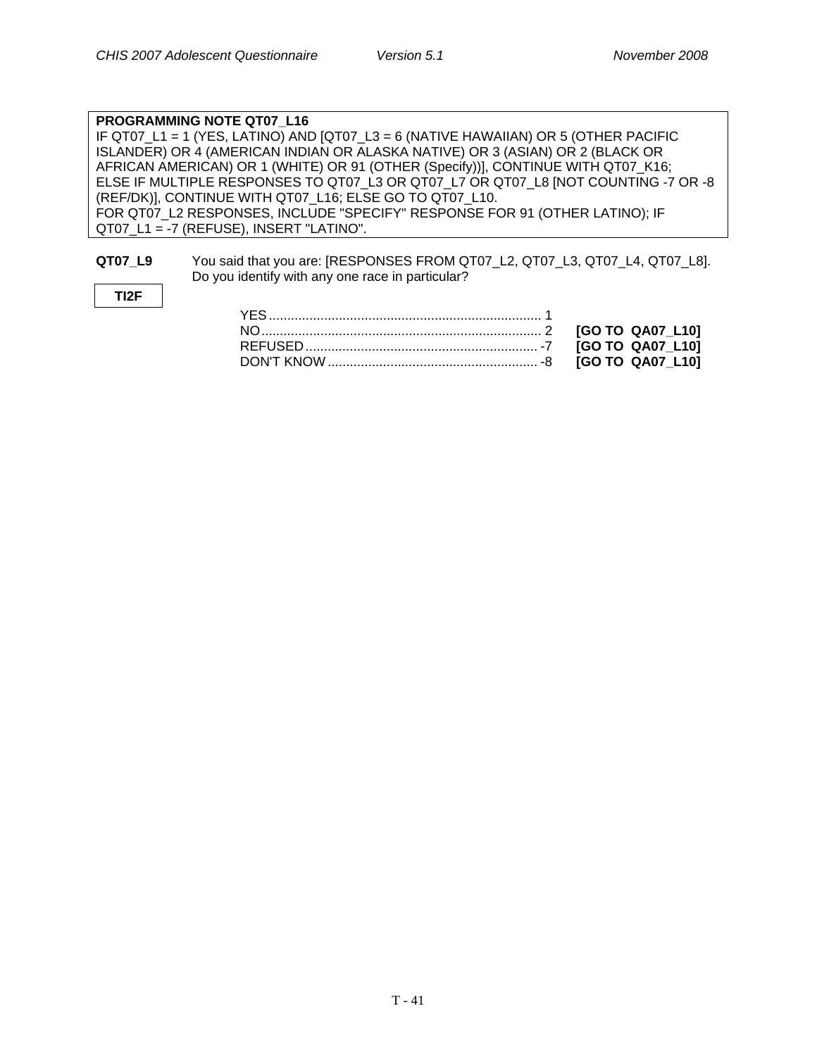**PROGRAMMING NOTE QT07_L16**
IF QT07_L1 = 1 (YES, LATINO) AND [QT07_L3 = 6 (NATIVE HAWAIIAN) OR 5 (OTHER PACIFIC ISLANDER) OR 4 (AMERICAN INDIAN OR ALASKA NATIVE) OR 3 (ASIAN) OR 2 (BLACK OR AFRICAN AMERICAN) OR 1 (WHITE) OR 91 (OTHER (Specify))], CONTINUE WITH QT07_K16;
ELSE IF MULTIPLE RESPONSES TO QT07_L3 OR QT07_L7 OR QT07_L8 [NOT COUNTING -7 OR -8 (REF/DK)], CONTINUE WITH QT07_L16; ELSE GO TO QT07_L10.
FOR QT07_L2 RESPONSES, INCLUDE "SPECIFY" RESPONSE FOR 91 (OTHER LATINO); IF QT07_L1 = -7 (REFUSE), INSERT "LATINO".

**QT07_L9** You said that you are: [RESPONSES FROM QT07_L2, QT07_L3, QT07_L4, QT07_L8]. Do you identify with any one race in particular?

TI2F

| | | |
|---|---|---|
| YES | 1 | |
| NO | 2 | **[GO TO QA07_L10]** |
| REFUSED | -7 | **[GO TO QA07_L10]** |
| DON'T KNOW | -8 | **[GO TO QA07_L10]** |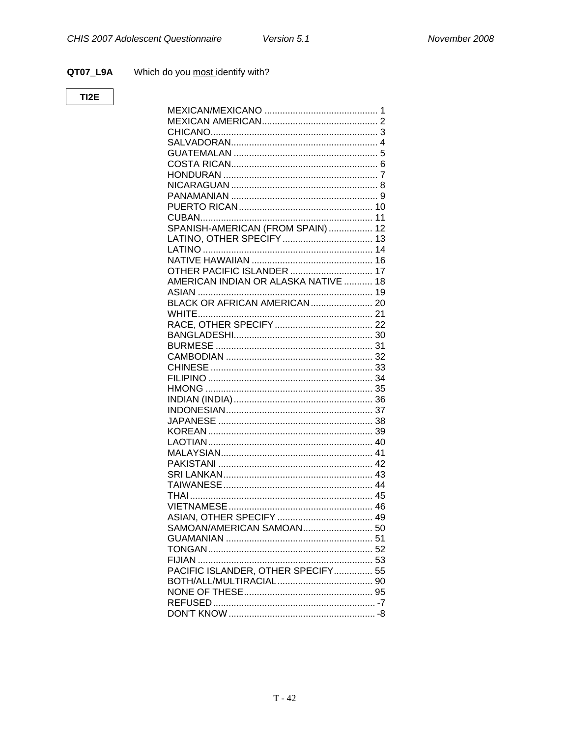**QT07_L9A** Which do you <u>most</u> identify with?

**TI2E**

MEXICAN/MEXICANO ........................................... 1
MEXICAN AMERICAN........................................... 2
CHICANO................................................................ 3
SALVADORAN........................................................ 4
GUATEMALAN ....................................................... 5
COSTA RICAN........................................................ 6
HONDURAN ........................................................... 7
NICARAGUAN ........................................................ 8
PANAMANIAN ........................................................ 9
PUERTO RICAN................................................... 10
CUBAN.................................................................. 11
SPANISH-AMERICAN (FROM SPAIN) ................ 12
LATINO, OTHER SPECIFY .................................. 13
LATINO ................................................................. 14
NATIVE HAWAIIAN .............................................. 16
OTHER PACIFIC ISLANDER ................................ 17
AMERICAN INDIAN OR ALASKA NATIVE ........... 18
ASIAN ................................................................... 19
BLACK OR AFRICAN AMERICAN........................ 20
WHITE................................................................... 21
RACE, OTHER SPECIFY ..................................... 22
BANGLADESHI..................................................... 30
BURMESE ............................................................ 31
CAMBODIAN ........................................................ 32
CHINESE .............................................................. 33
FILIPINO ............................................................... 34
HMONG ................................................................ 35
INDIAN (INDIA)..................................................... 36
INDONESIAN........................................................ 37
JAPANESE ........................................................... 38
KOREAN ............................................................... 39
LAOTIAN............................................................... 40
MALAYSIAN.......................................................... 41
PAKISTANI ........................................................... 42
SRI LANKAN......................................................... 43
TAIWANESE......................................................... 44
THAI...................................................................... 45
VIETNAMESE....................................................... 46
ASIAN, OTHER SPECIFY .................................... 49
SAMOAN/AMERICAN SAMOAN........................... 50
GUAMANIAN ........................................................ 51
TONGAN............................................................... 52
FIJIAN ................................................................... 53
PACIFIC ISLANDER, OTHER SPECIFY............... 55
BOTH/ALL/MULTIRACIAL.................................... 90
NONE OF THESE................................................. 95
REFUSED .............................................................. -7
DON'T KNOW ........................................................ -8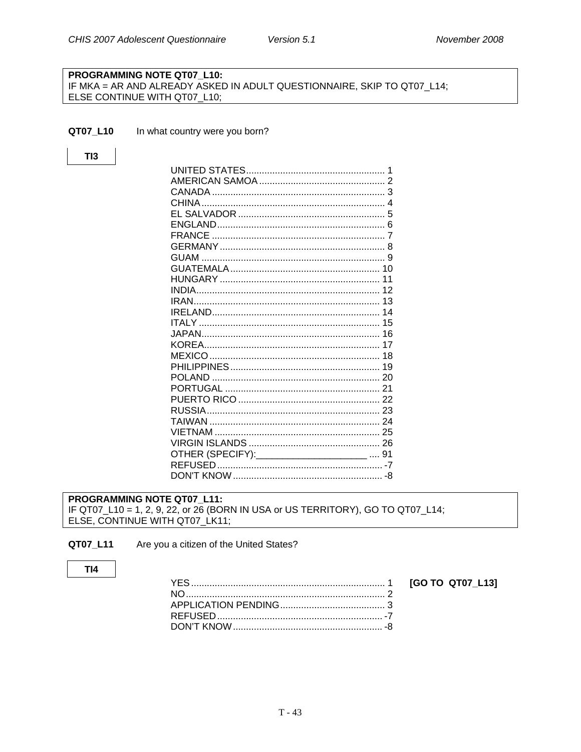**PROGRAMMING NOTE QT07_L10:**
IF MKA = AR AND ALREADY ASKED IN ADULT QUESTIONNAIRE, SKIP TO QT07_L14;
ELSE CONTINUE WITH QT07_L10;

**QT07_L10** In what country were you born?

**TI3**

| | |
|---|---|
| UNITED STATES | 1 |
| AMERICAN SAMOA | 2 |
| CANADA | 3 |
| CHINA | 4 |
| EL SALVADOR | 5 |
| ENGLAND | 6 |
| FRANCE | 7 |
| GERMANY | 8 |
| GUAM | 9 |
| GUATEMALA | 10 |
| HUNGARY | 11 |
| INDIA | 12 |
| IRAN | 13 |
| IRELAND | 14 |
| ITALY | 15 |
| JAPAN | 16 |
| KOREA | 17 |
| MEXICO | 18 |
| PHILIPPINES | 19 |
| POLAND | 20 |
| PORTUGAL | 21 |
| PUERTO RICO | 22 |
| RUSSIA | 23 |
| TAIWAN | 24 |
| VIETNAM | 25 |
| VIRGIN ISLANDS | 26 |
| OTHER (SPECIFY):_____________________ | 91 |
| REFUSED | -7 |
| DON'T KNOW | -8 |

**PROGRAMMING NOTE QT07_L11:**
IF QT07_L10 = 1, 2, 9, 22, or 26 (BORN IN USA or US TERRITORY), GO TO QT07_L14;
ELSE, CONTINUE WITH QT07_LK11;

**QT07_L11** Are you a citizen of the United States?

**TI4**

| | | |
|---|---|---|
| YES | 1 | **[GO TO QT07_L13]** |
| NO | 2 | |
| APPLICATION PENDING | 3 | |
| REFUSED | -7 | |
| DON'T KNOW | -8 | |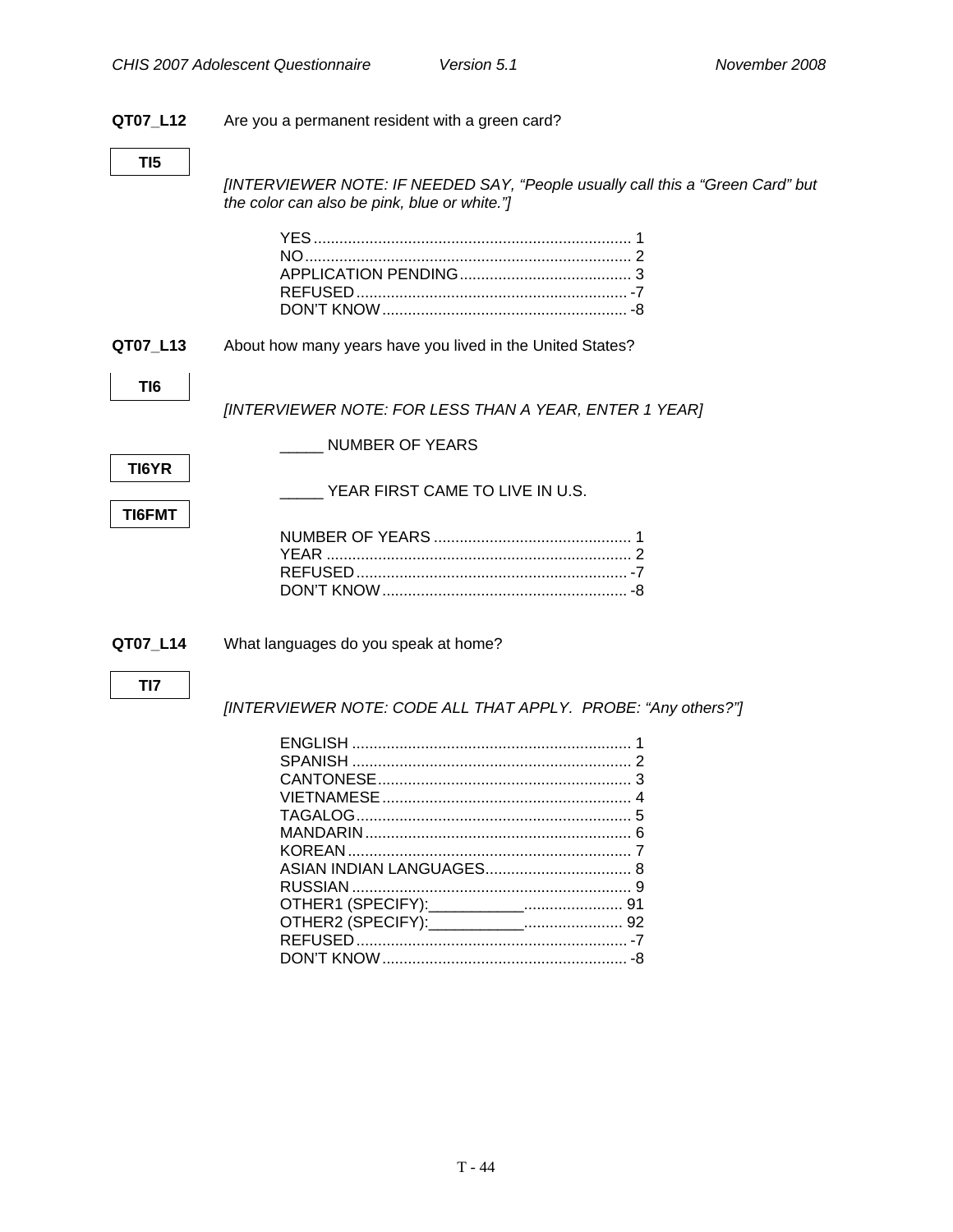**QT07_L12** Are you a permanent resident with a green card?

**TI5**

*[INTERVIEWER NOTE: IF NEEDED SAY, “People usually call this a “Green Card” but the color can also be pink, blue or white.”]*

YES ........................................................................ 1
NO.......................................................................... 2
APPLICATION PENDING....................................... 3
REFUSED .............................................................. -7
DON’T KNOW ........................................................ -8

**QT07_L13** About how many years have you lived in the United States?

**TI6**

*[INTERVIEWER NOTE: FOR LESS THAN A YEAR, ENTER 1 YEAR]*

_____ NUMBER OF YEARS

**TI6YR**

_____ YEAR FIRST CAME TO LIVE IN U.S.

**TI6FMT**

NUMBER OF YEARS ............................................. 1
YEAR ..................................................................... 2
REFUSED .............................................................. -7
DON’T KNOW ........................................................ -8

**QT07_L14** What languages do you speak at home?

**TI7**

*[INTERVIEWER NOTE: CODE ALL THAT APPLY. PROBE: “Any others?”]*

ENGLISH ................................................................ 1
SPANISH ................................................................ 2
CANTONESE.......................................................... 3
VIETNAMESE ......................................................... 4
TAGALOG............................................................... 5
MANDARIN ............................................................. 6
KOREAN ................................................................ 7
ASIAN INDIAN LANGUAGES................................. 8
RUSSIAN ................................................................ 9
OTHER1 (SPECIFY):___________...................... 91
OTHER2 (SPECIFY):___________...................... 92
REFUSED .............................................................. -7
DON’T KNOW ........................................................ -8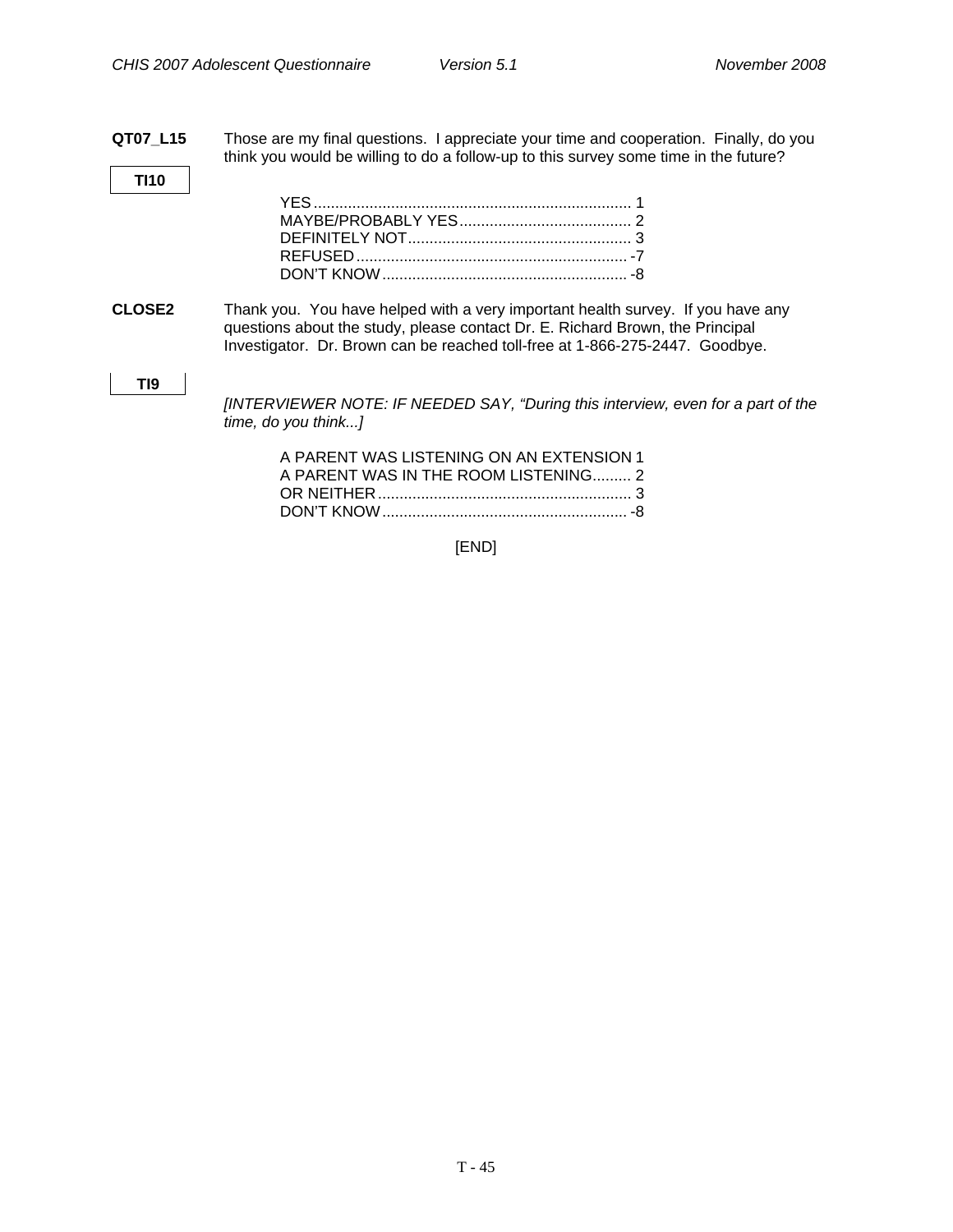**QT07_L15** Those are my final questions. I appreciate your time and cooperation. Finally, do you think you would be willing to do a follow-up to this survey some time in the future?

**TI10**

| | |
|---|---|
| YES | 1 |
| MAYBE/PROBABLY YES | 2 |
| DEFINITELY NOT | 3 |
| REFUSED | -7 |
| DON'T KNOW | -8 |

**CLOSE2** Thank you. You have helped with a very important health survey. If you have any questions about the study, please contact Dr. E. Richard Brown, the Principal Investigator. Dr. Brown can be reached toll-free at 1-866-275-2447. Goodbye.

**TI9**

*[INTERVIEWER NOTE: IF NEEDED SAY, "During this interview, even for a part of the time, do you think...]*

| | |
|---|---|
| A PARENT WAS LISTENING ON AN EXTENSION | 1 |
| A PARENT WAS IN THE ROOM LISTENING | 2 |
| OR NEITHER | 3 |
| DON'T KNOW | -8 |

[END]